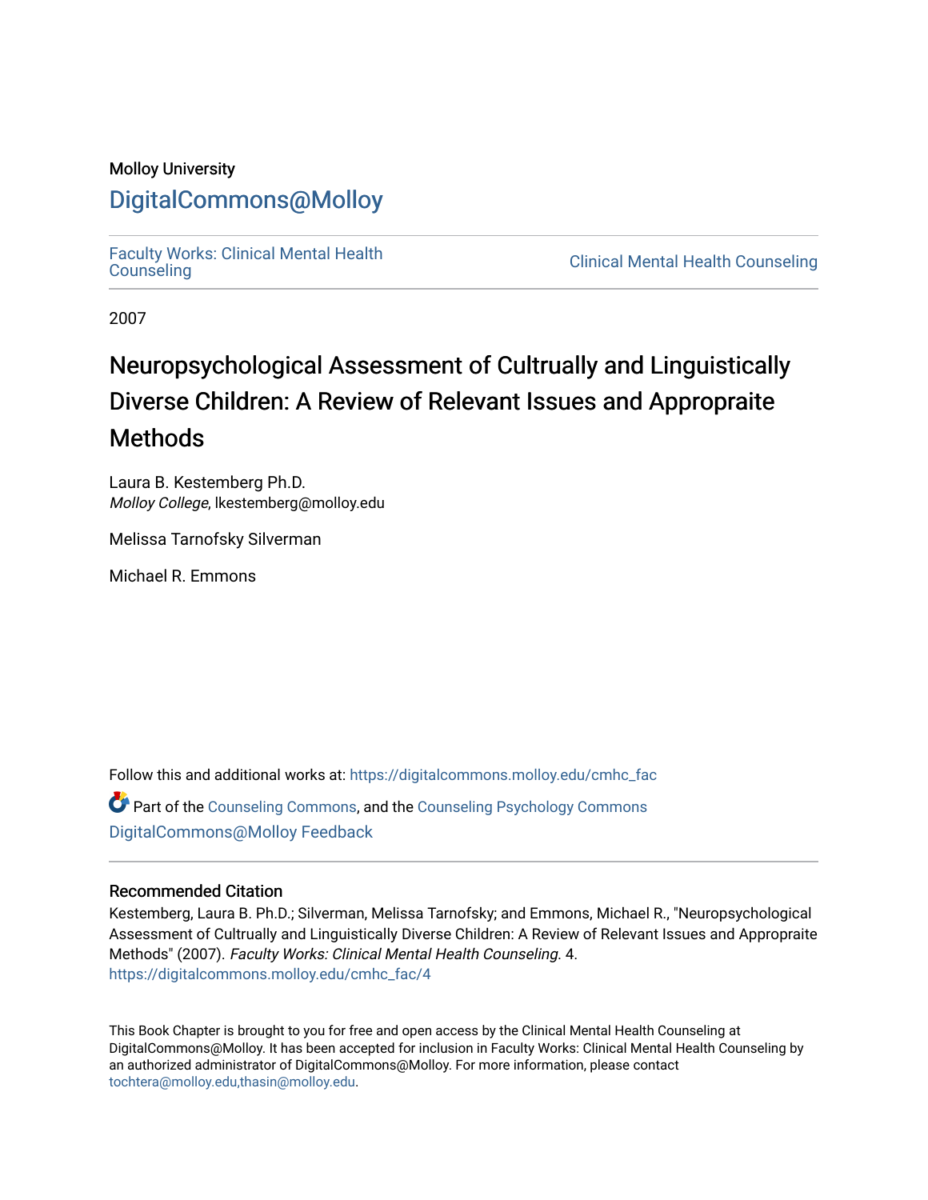Molloy University

# DigitalCommons@Molloy

Faculty Works: Clinical Mental Health Counseling

Clinical Mental Health Counseling

2007

# Neuropsychological Assessment of Cultrually and Linguistically Diverse Children: A Review of Relevant Issues and Appropraite Methods

Laura B. Kestemberg Ph.D.
*Molloy College*, lkestemberg@molloy.edu

Melissa Tarnofsky Silverman

Michael R. Emmons

Follow this and additional works at: https://digitalcommons.molloy.edu/cmhc_fac

Part of the Counseling Commons, and the Counseling Psychology Commons

DigitalCommons@Molloy Feedback

## Recommended Citation

Kestemberg, Laura B. Ph.D.; Silverman, Melissa Tarnofsky; and Emmons, Michael R., "Neuropsychological Assessment of Cultrually and Linguistically Diverse Children: A Review of Relevant Issues and Appropraite Methods" (2007). *Faculty Works: Clinical Mental Health Counseling*. 4.
https://digitalcommons.molloy.edu/cmhc_fac/4

This Book Chapter is brought to you for free and open access by the Clinical Mental Health Counseling at DigitalCommons@Molloy. It has been accepted for inclusion in Faculty Works: Clinical Mental Health Counseling by an authorized administrator of DigitalCommons@Molloy. For more information, please contact tochtera@molloy.edu,thasin@molloy.edu.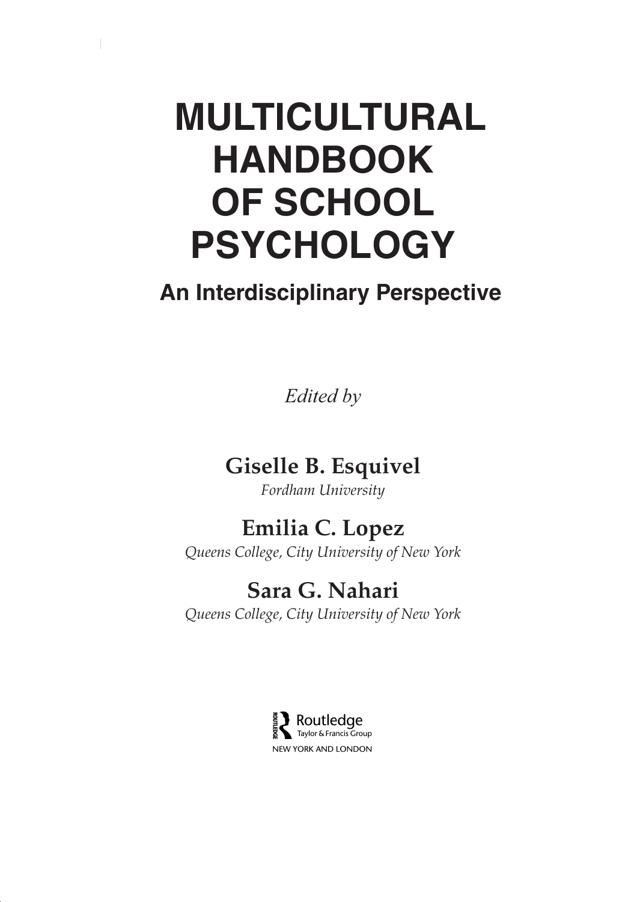# MULTICULTURAL HANDBOOK OF SCHOOL PSYCHOLOGY

## An Interdisciplinary Perspective

*Edited by*

**Giselle B. Esquivel**
*Fordham University*

**Emilia C. Lopez**
*Queens College, City University of New York*

**Sara G. Nahari**
*Queens College, City University of New York*

Routledge
Taylor & Francis Group
NEW YORK AND LONDON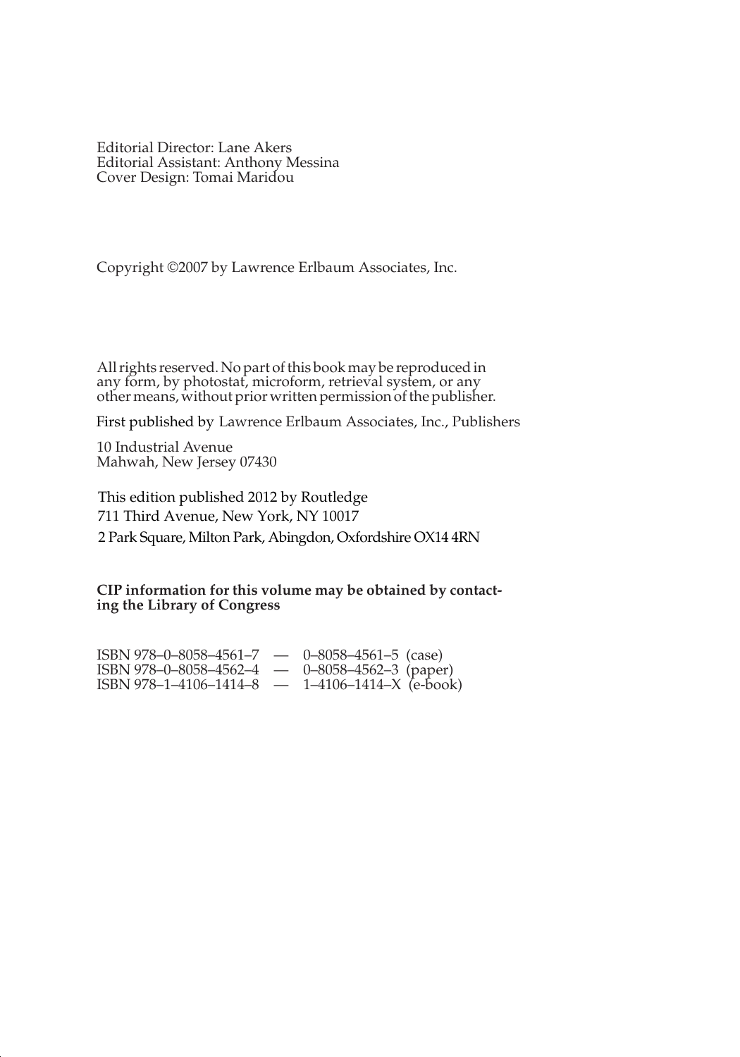Editorial Director: Lane Akers
Editorial Assistant: Anthony Messina
Cover Design: Tomai Maridou

Copyright ©2007 by Lawrence Erlbaum Associates, Inc.

All rights reserved. No part of this book may be reproduced in any form, by photostat, microform, retrieval system, or any other means, without prior written permission of the publisher.

First published by Lawrence Erlbaum Associates, Inc., Publishers

10 Industrial Avenue
Mahwah, New Jersey 07430

This edition published 2012 by Routledge
711 Third Avenue, New York, NY 10017
2 Park Square, Milton Park, Abingdon, Oxfordshire OX14 4RN

**CIP information for this volume may be obtained by contacting the Library of Congress**

ISBN 978–0–8058–4561–7 — 0–8058–4561–5 (case)
ISBN 978–0–8058–4562–4 — 0–8058–4562–3 (paper)
ISBN 978–1–4106–1414–8 — 1–4106–1414–X (e-book)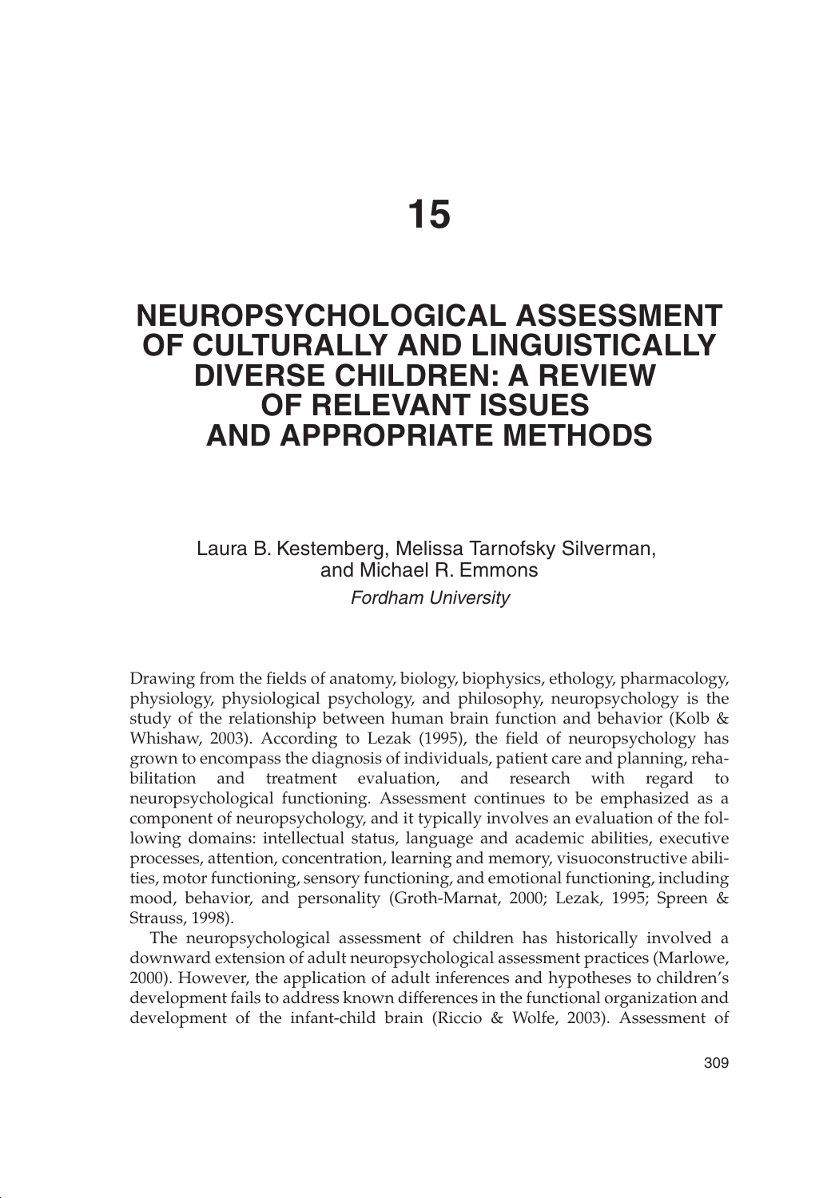# 15

# NEUROPSYCHOLOGICAL ASSESSMENT OF CULTURALLY AND LINGUISTICALLY DIVERSE CHILDREN: A REVIEW OF RELEVANT ISSUES AND APPROPRIATE METHODS

Laura B. Kestemberg, Melissa Tarnofsky Silverman, and Michael R. Emmons

*Fordham University*

Drawing from the fields of anatomy, biology, biophysics, ethology, pharmacology, physiology, physiological psychology, and philosophy, neuropsychology is the study of the relationship between human brain function and behavior (Kolb & Whishaw, 2003). According to Lezak (1995), the field of neuropsychology has grown to encompass the diagnosis of individuals, patient care and planning, rehabilitation and treatment evaluation, and research with regard to neuropsychological functioning. Assessment continues to be emphasized as a component of neuropsychology, and it typically involves an evaluation of the following domains: intellectual status, language and academic abilities, executive processes, attention, concentration, learning and memory, visuoconstructive abilities, motor functioning, sensory functioning, and emotional functioning, including mood, behavior, and personality (Groth-Marnat, 2000; Lezak, 1995; Spreen & Strauss, 1998).

The neuropsychological assessment of children has historically involved a downward extension of adult neuropsychological assessment practices (Marlowe, 2000). However, the application of adult inferences and hypotheses to children's development fails to address known differences in the functional organization and development of the infant-child brain (Riccio & Wolfe, 2003). Assessment of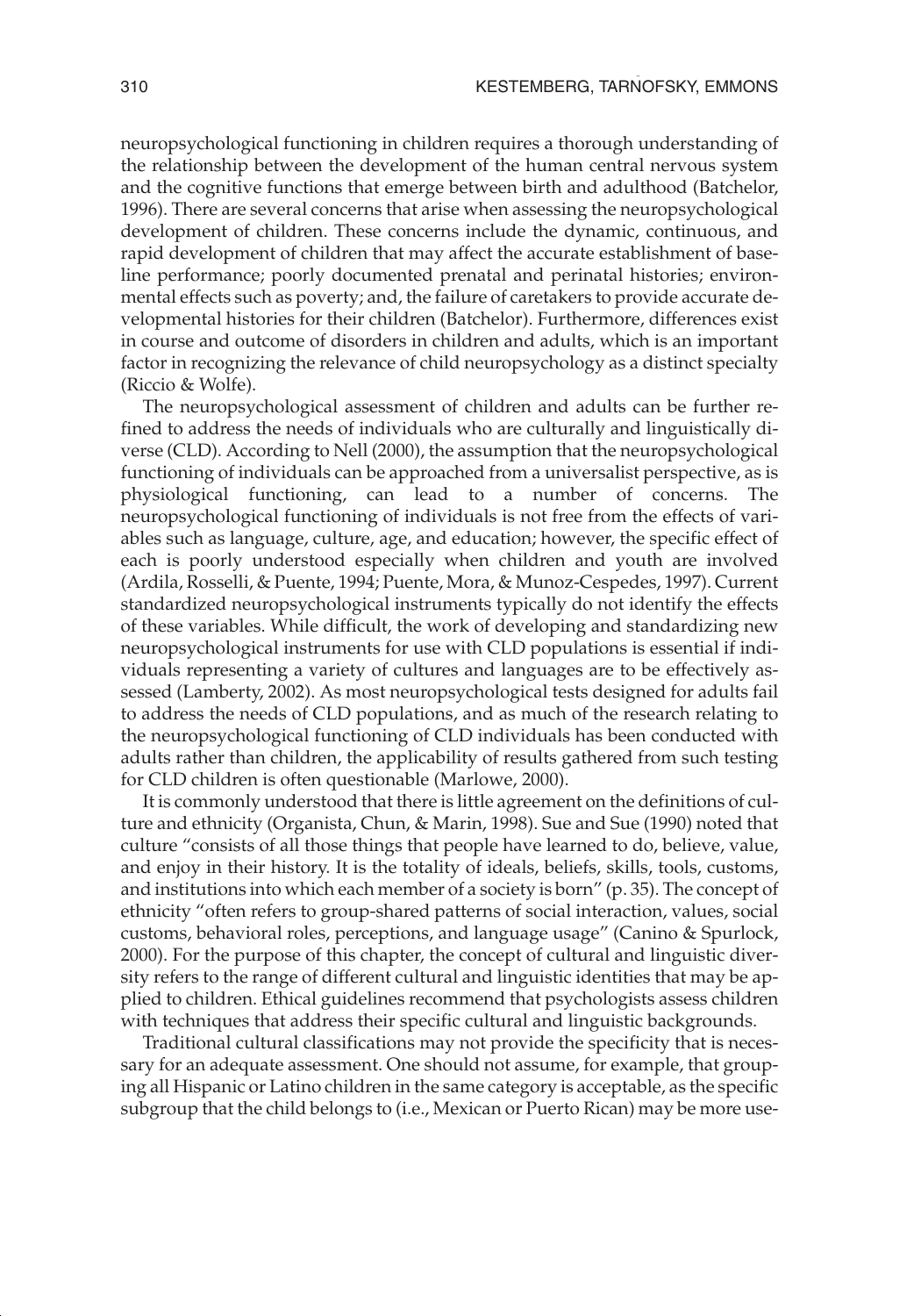neuropsychological functioning in children requires a thorough understanding of the relationship between the development of the human central nervous system and the cognitive functions that emerge between birth and adulthood (Batchelor, 1996). There are several concerns that arise when assessing the neuropsychological development of children. These concerns include the dynamic, continuous, and rapid development of children that may affect the accurate establishment of baseline performance; poorly documented prenatal and perinatal histories; environmental effects such as poverty; and, the failure of caretakers to provide accurate developmental histories for their children (Batchelor). Furthermore, differences exist in course and outcome of disorders in children and adults, which is an important factor in recognizing the relevance of child neuropsychology as a distinct specialty (Riccio & Wolfe).

The neuropsychological assessment of children and adults can be further refined to address the needs of individuals who are culturally and linguistically diverse (CLD). According to Nell (2000), the assumption that the neuropsychological functioning of individuals can be approached from a universalist perspective, as is physiological functioning, can lead to a number of concerns. The neuropsychological functioning of individuals is not free from the effects of variables such as language, culture, age, and education; however, the specific effect of each is poorly understood especially when children and youth are involved (Ardila, Rosselli, & Puente, 1994; Puente, Mora, & Munoz-Cespedes, 1997). Current standardized neuropsychological instruments typically do not identify the effects of these variables. While difficult, the work of developing and standardizing new neuropsychological instruments for use with CLD populations is essential if individuals representing a variety of cultures and languages are to be effectively assessed (Lamberty, 2002). As most neuropsychological tests designed for adults fail to address the needs of CLD populations, and as much of the research relating to the neuropsychological functioning of CLD individuals has been conducted with adults rather than children, the applicability of results gathered from such testing for CLD children is often questionable (Marlowe, 2000).

It is commonly understood that there is little agreement on the definitions of culture and ethnicity (Organista, Chun, & Marin, 1998). Sue and Sue (1990) noted that culture "consists of all those things that people have learned to do, believe, value, and enjoy in their history. It is the totality of ideals, beliefs, skills, tools, customs, and institutions into which each member of a society is born" (p. 35). The concept of ethnicity "often refers to group-shared patterns of social interaction, values, social customs, behavioral roles, perceptions, and language usage" (Canino & Spurlock, 2000). For the purpose of this chapter, the concept of cultural and linguistic diversity refers to the range of different cultural and linguistic identities that may be applied to children. Ethical guidelines recommend that psychologists assess children with techniques that address their specific cultural and linguistic backgrounds.

Traditional cultural classifications may not provide the specificity that is necessary for an adequate assessment. One should not assume, for example, that grouping all Hispanic or Latino children in the same category is acceptable, as the specific subgroup that the child belongs to (i.e., Mexican or Puerto Rican) may be more use-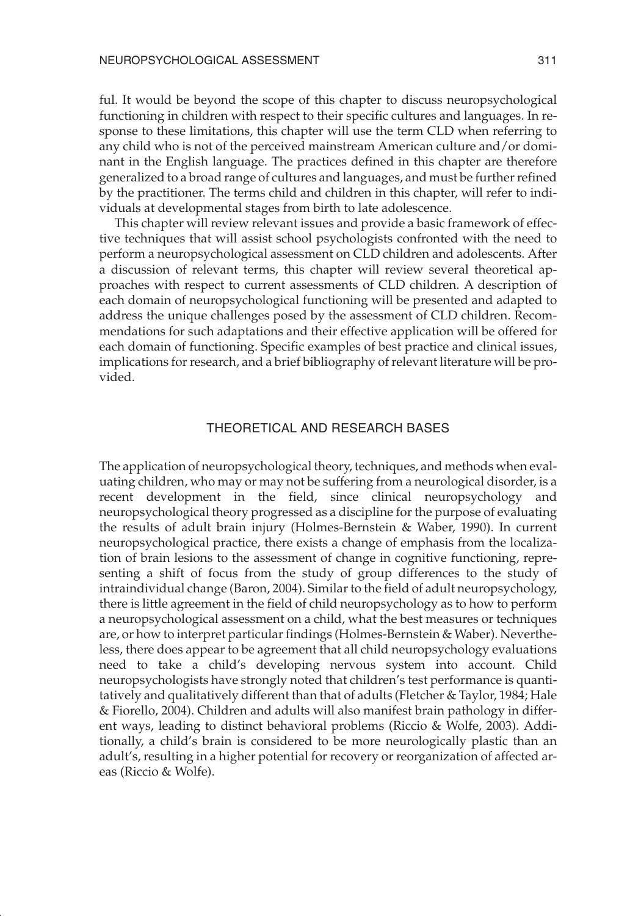ful. It would be beyond the scope of this chapter to discuss neuropsychological functioning in children with respect to their specific cultures and languages. In response to these limitations, this chapter will use the term CLD when referring to any child who is not of the perceived mainstream American culture and/or dominant in the English language. The practices defined in this chapter are therefore generalized to a broad range of cultures and languages, and must be further refined by the practitioner. The terms child and children in this chapter, will refer to individuals at developmental stages from birth to late adolescence.

This chapter will review relevant issues and provide a basic framework of effective techniques that will assist school psychologists confronted with the need to perform a neuropsychological assessment on CLD children and adolescents. After a discussion of relevant terms, this chapter will review several theoretical approaches with respect to current assessments of CLD children. A description of each domain of neuropsychological functioning will be presented and adapted to address the unique challenges posed by the assessment of CLD children. Recommendations for such adaptations and their effective application will be offered for each domain of functioning. Specific examples of best practice and clinical issues, implications for research, and a brief bibliography of relevant literature will be provided.

## THEORETICAL AND RESEARCH BASES

The application of neuropsychological theory, techniques, and methods when evaluating children, who may or may not be suffering from a neurological disorder, is a recent development in the field, since clinical neuropsychology and neuropsychological theory progressed as a discipline for the purpose of evaluating the results of adult brain injury (Holmes-Bernstein & Waber, 1990). In current neuropsychological practice, there exists a change of emphasis from the localization of brain lesions to the assessment of change in cognitive functioning, representing a shift of focus from the study of group differences to the study of intraindividual change (Baron, 2004). Similar to the field of adult neuropsychology, there is little agreement in the field of child neuropsychology as to how to perform a neuropsychological assessment on a child, what the best measures or techniques are, or how to interpret particular findings (Holmes-Bernstein & Waber). Nevertheless, there does appear to be agreement that all child neuropsychology evaluations need to take a child's developing nervous system into account. Child neuropsychologists have strongly noted that children's test performance is quantitatively and qualitatively different than that of adults (Fletcher & Taylor, 1984; Hale & Fiorello, 2004). Children and adults will also manifest brain pathology in different ways, leading to distinct behavioral problems (Riccio & Wolfe, 2003). Additionally, a child's brain is considered to be more neurologically plastic than an adult's, resulting in a higher potential for recovery or reorganization of affected areas (Riccio & Wolfe).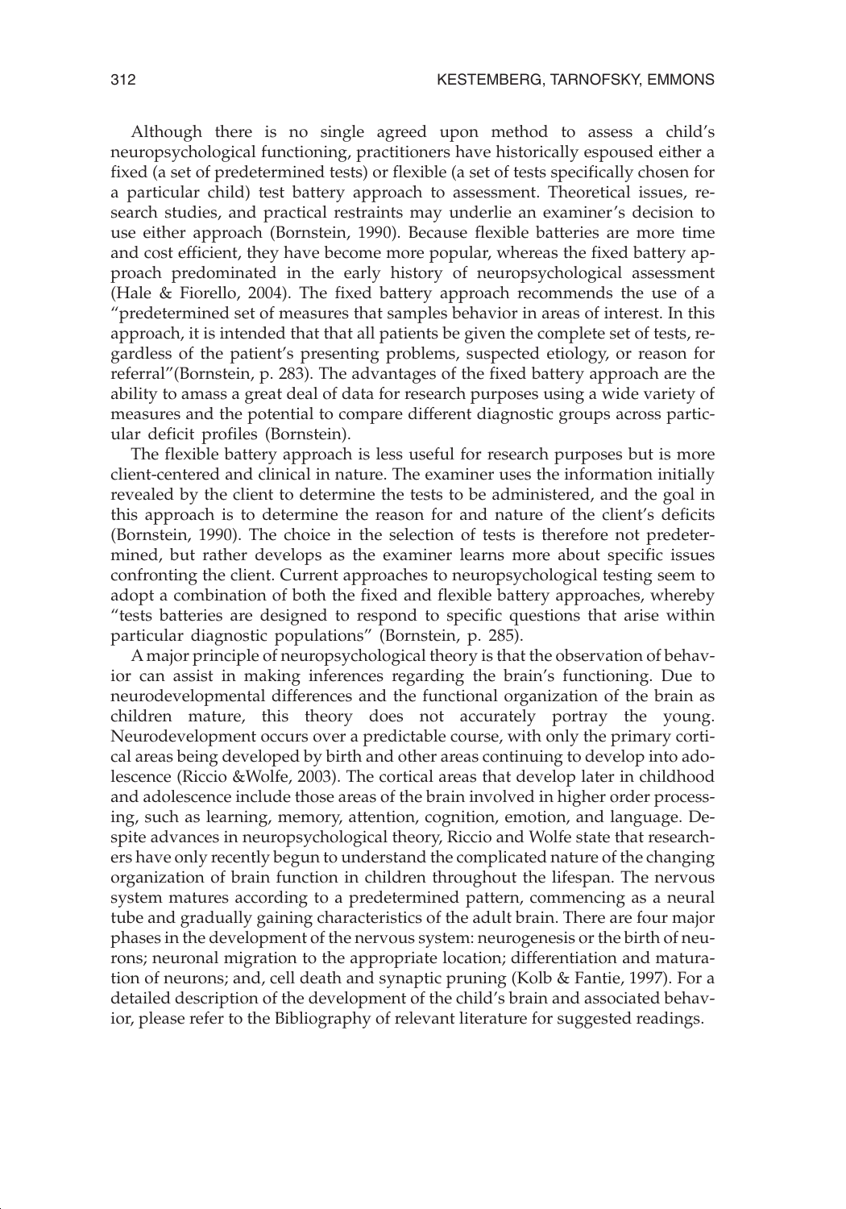Although there is no single agreed upon method to assess a child's neuropsychological functioning, practitioners have historically espoused either a fixed (a set of predetermined tests) or flexible (a set of tests specifically chosen for a particular child) test battery approach to assessment. Theoretical issues, research studies, and practical restraints may underlie an examiner's decision to use either approach (Bornstein, 1990). Because flexible batteries are more time and cost efficient, they have become more popular, whereas the fixed battery approach predominated in the early history of neuropsychological assessment (Hale & Fiorello, 2004). The fixed battery approach recommends the use of a "predetermined set of measures that samples behavior in areas of interest. In this approach, it is intended that that all patients be given the complete set of tests, regardless of the patient's presenting problems, suspected etiology, or reason for referral"(Bornstein, p. 283). The advantages of the fixed battery approach are the ability to amass a great deal of data for research purposes using a wide variety of measures and the potential to compare different diagnostic groups across particular deficit profiles (Bornstein).

The flexible battery approach is less useful for research purposes but is more client-centered and clinical in nature. The examiner uses the information initially revealed by the client to determine the tests to be administered, and the goal in this approach is to determine the reason for and nature of the client's deficits (Bornstein, 1990). The choice in the selection of tests is therefore not predetermined, but rather develops as the examiner learns more about specific issues confronting the client. Current approaches to neuropsychological testing seem to adopt a combination of both the fixed and flexible battery approaches, whereby "tests batteries are designed to respond to specific questions that arise within particular diagnostic populations" (Bornstein, p. 285).

A major principle of neuropsychological theory is that the observation of behavior can assist in making inferences regarding the brain's functioning. Due to neurodevelopmental differences and the functional organization of the brain as children mature, this theory does not accurately portray the young. Neurodevelopment occurs over a predictable course, with only the primary cortical areas being developed by birth and other areas continuing to develop into adolescence (Riccio &Wolfe, 2003). The cortical areas that develop later in childhood and adolescence include those areas of the brain involved in higher order processing, such as learning, memory, attention, cognition, emotion, and language. Despite advances in neuropsychological theory, Riccio and Wolfe state that researchers have only recently begun to understand the complicated nature of the changing organization of brain function in children throughout the lifespan. The nervous system matures according to a predetermined pattern, commencing as a neural tube and gradually gaining characteristics of the adult brain. There are four major phases in the development of the nervous system: neurogenesis or the birth of neurons; neuronal migration to the appropriate location; differentiation and maturation of neurons; and, cell death and synaptic pruning (Kolb & Fantie, 1997). For a detailed description of the development of the child's brain and associated behavior, please refer to the Bibliography of relevant literature for suggested readings.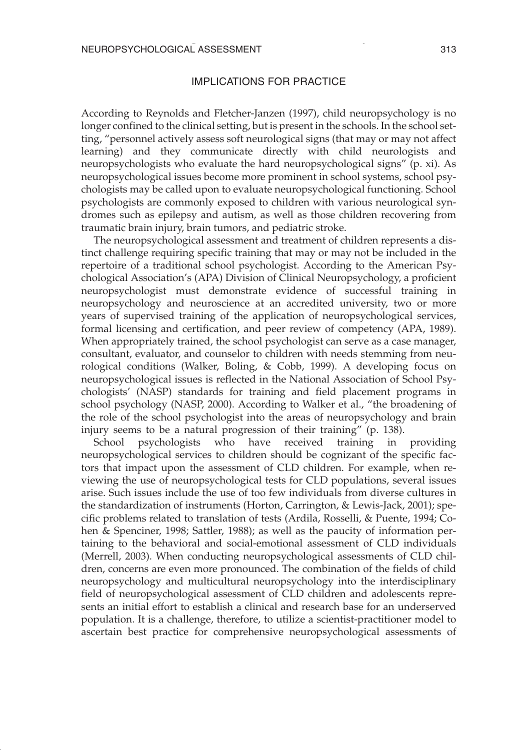## IMPLICATIONS FOR PRACTICE

According to Reynolds and Fletcher-Janzen (1997), child neuropsychology is no longer confined to the clinical setting, but is present in the schools. In the school setting, "personnel actively assess soft neurological signs (that may or may not affect learning) and they communicate directly with child neurologists and neuropsychologists who evaluate the hard neuropsychological signs" (p. xi). As neuropsychological issues become more prominent in school systems, school psychologists may be called upon to evaluate neuropsychological functioning. School psychologists are commonly exposed to children with various neurological syndromes such as epilepsy and autism, as well as those children recovering from traumatic brain injury, brain tumors, and pediatric stroke.

The neuropsychological assessment and treatment of children represents a distinct challenge requiring specific training that may or may not be included in the repertoire of a traditional school psychologist. According to the American Psychological Association's (APA) Division of Clinical Neuropsychology, a proficient neuropsychologist must demonstrate evidence of successful training in neuropsychology and neuroscience at an accredited university, two or more years of supervised training of the application of neuropsychological services, formal licensing and certification, and peer review of competency (APA, 1989). When appropriately trained, the school psychologist can serve as a case manager, consultant, evaluator, and counselor to children with needs stemming from neurological conditions (Walker, Boling, & Cobb, 1999). A developing focus on neuropsychological issues is reflected in the National Association of School Psychologists' (NASP) standards for training and field placement programs in school psychology (NASP, 2000). According to Walker et al., "the broadening of the role of the school psychologist into the areas of neuropsychology and brain injury seems to be a natural progression of their training" (p. 138).

School psychologists who have received training in providing neuropsychological services to children should be cognizant of the specific factors that impact upon the assessment of CLD children. For example, when reviewing the use of neuropsychological tests for CLD populations, several issues arise. Such issues include the use of too few individuals from diverse cultures in the standardization of instruments (Horton, Carrington, & Lewis-Jack, 2001); specific problems related to translation of tests (Ardila, Rosselli, & Puente, 1994; Cohen & Spenciner, 1998; Sattler, 1988); as well as the paucity of information pertaining to the behavioral and social-emotional assessment of CLD individuals (Merrell, 2003). When conducting neuropsychological assessments of CLD children, concerns are even more pronounced. The combination of the fields of child neuropsychology and multicultural neuropsychology into the interdisciplinary field of neuropsychological assessment of CLD children and adolescents represents an initial effort to establish a clinical and research base for an underserved population. It is a challenge, therefore, to utilize a scientist-practitioner model to ascertain best practice for comprehensive neuropsychological assessments of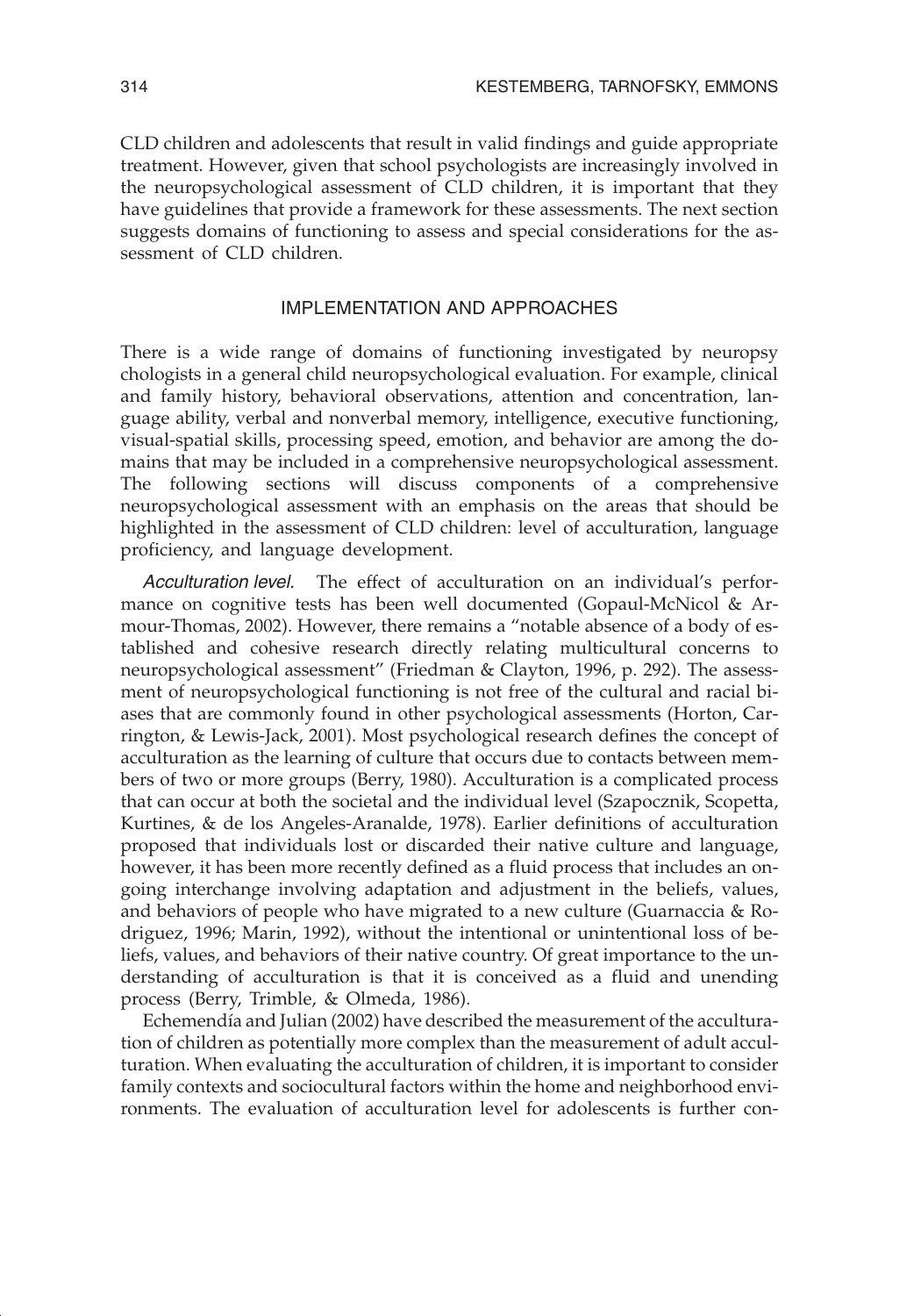CLD children and adolescents that result in valid findings and guide appropriate treatment. However, given that school psychologists are increasingly involved in the neuropsychological assessment of CLD children, it is important that they have guidelines that provide a framework for these assessments. The next section suggests domains of functioning to assess and special considerations for the assessment of CLD children.

## IMPLEMENTATION AND APPROACHES

There is a wide range of domains of functioning investigated by neuropsychologists in a general child neuropsychological evaluation. For example, clinical and family history, behavioral observations, attention and concentration, language ability, verbal and nonverbal memory, intelligence, executive functioning, visual-spatial skills, processing speed, emotion, and behavior are among the domains that may be included in a comprehensive neuropsychological assessment. The following sections will discuss components of a comprehensive neuropsychological assessment with an emphasis on the areas that should be highlighted in the assessment of CLD children: level of acculturation, language proficiency, and language development.

*Acculturation level.* The effect of acculturation on an individual's performance on cognitive tests has been well documented (Gopaul-McNicol & Armour-Thomas, 2002). However, there remains a "notable absence of a body of established and cohesive research directly relating multicultural concerns to neuropsychological assessment" (Friedman & Clayton, 1996, p. 292). The assessment of neuropsychological functioning is not free of the cultural and racial biases that are commonly found in other psychological assessments (Horton, Carrington, & Lewis-Jack, 2001). Most psychological research defines the concept of acculturation as the learning of culture that occurs due to contacts between members of two or more groups (Berry, 1980). Acculturation is a complicated process that can occur at both the societal and the individual level (Szapocznik, Scopetta, Kurtines, & de los Angeles-Aranalde, 1978). Earlier definitions of acculturation proposed that individuals lost or discarded their native culture and language, however, it has been more recently defined as a fluid process that includes an ongoing interchange involving adaptation and adjustment in the beliefs, values, and behaviors of people who have migrated to a new culture (Guarnaccia & Rodriguez, 1996; Marin, 1992), without the intentional or unintentional loss of beliefs, values, and behaviors of their native country. Of great importance to the understanding of acculturation is that it is conceived as a fluid and unending process (Berry, Trimble, & Olmeda, 1986).

Echemendía and Julian (2002) have described the measurement of the acculturation of children as potentially more complex than the measurement of adult acculturation. When evaluating the acculturation of children, it is important to consider family contexts and sociocultural factors within the home and neighborhood environments. The evaluation of acculturation level for adolescents is further con-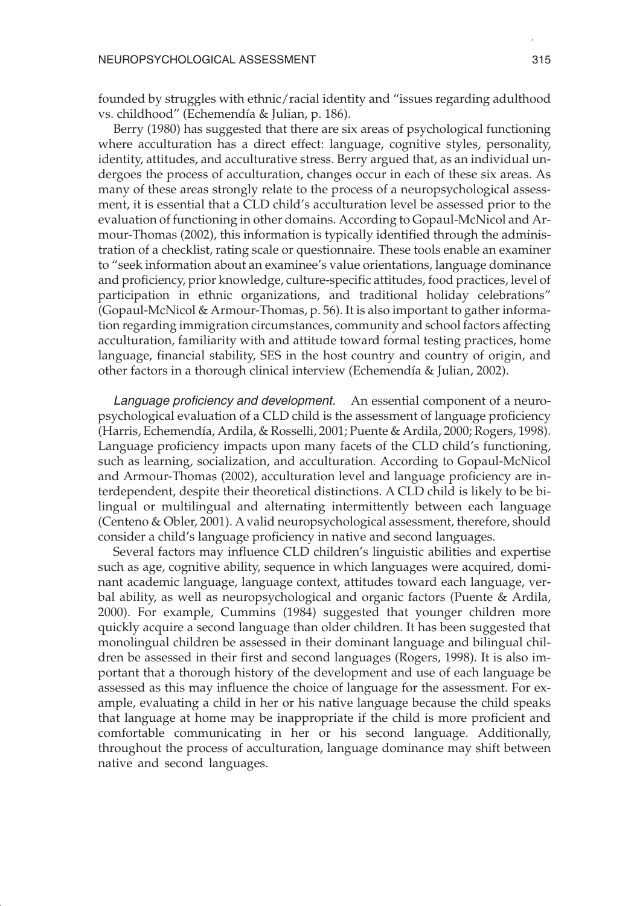founded by struggles with ethnic/racial identity and "issues regarding adulthood vs. childhood" (Echemendía & Julian, p. 186).

Berry (1980) has suggested that there are six areas of psychological functioning where acculturation has a direct effect: language, cognitive styles, personality, identity, attitudes, and acculturative stress. Berry argued that, as an individual undergoes the process of acculturation, changes occur in each of these six areas. As many of these areas strongly relate to the process of a neuropsychological assessment, it is essential that a CLD child's acculturation level be assessed prior to the evaluation of functioning in other domains. According to Gopaul-McNicol and Armour-Thomas (2002), this information is typically identified through the administration of a checklist, rating scale or questionnaire. These tools enable an examiner to "seek information about an examinee's value orientations, language dominance and proficiency, prior knowledge, culture-specific attitudes, food practices, level of participation in ethnic organizations, and traditional holiday celebrations" (Gopaul-McNicol & Armour-Thomas, p. 56). It is also important to gather information regarding immigration circumstances, community and school factors affecting acculturation, familiarity with and attitude toward formal testing practices, home language, financial stability, SES in the host country and country of origin, and other factors in a thorough clinical interview (Echemendía & Julian, 2002).

*Language proficiency and development.* An essential component of a neuropsychological evaluation of a CLD child is the assessment of language proficiency (Harris, Echemendía, Ardila, & Rosselli, 2001; Puente & Ardila, 2000; Rogers, 1998). Language proficiency impacts upon many facets of the CLD child's functioning, such as learning, socialization, and acculturation. According to Gopaul-McNicol and Armour-Thomas (2002), acculturation level and language proficiency are interdependent, despite their theoretical distinctions. A CLD child is likely to be bilingual or multilingual and alternating intermittently between each language (Centeno & Obler, 2001). A valid neuropsychological assessment, therefore, should consider a child's language proficiency in native and second languages.

Several factors may influence CLD children's linguistic abilities and expertise such as age, cognitive ability, sequence in which languages were acquired, dominant academic language, language context, attitudes toward each language, verbal ability, as well as neuropsychological and organic factors (Puente & Ardila, 2000). For example, Cummins (1984) suggested that younger children more quickly acquire a second language than older children. It has been suggested that monolingual children be assessed in their dominant language and bilingual children be assessed in their first and second languages (Rogers, 1998). It is also important that a thorough history of the development and use of each language be assessed as this may influence the choice of language for the assessment. For example, evaluating a child in her or his native language because the child speaks that language at home may be inappropriate if the child is more proficient and comfortable communicating in her or his second language. Additionally, throughout the process of acculturation, language dominance may shift between native and second languages.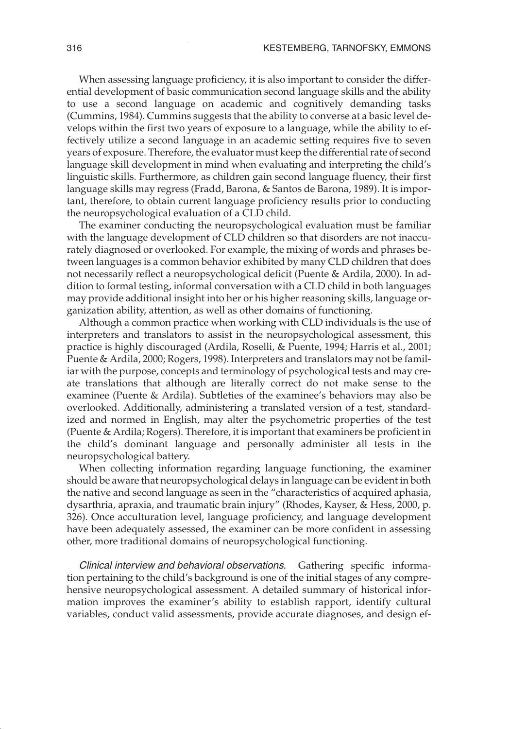When assessing language proficiency, it is also important to consider the differential development of basic communication second language skills and the ability to use a second language on academic and cognitively demanding tasks (Cummins, 1984). Cummins suggests that the ability to converse at a basic level develops within the first two years of exposure to a language, while the ability to effectively utilize a second language in an academic setting requires five to seven years of exposure. Therefore, the evaluator must keep the differential rate of second language skill development in mind when evaluating and interpreting the child's linguistic skills. Furthermore, as children gain second language fluency, their first language skills may regress (Fradd, Barona, & Santos de Barona, 1989). It is important, therefore, to obtain current language proficiency results prior to conducting the neuropsychological evaluation of a CLD child.

The examiner conducting the neuropsychological evaluation must be familiar with the language development of CLD children so that disorders are not inaccurately diagnosed or overlooked. For example, the mixing of words and phrases between languages is a common behavior exhibited by many CLD children that does not necessarily reflect a neuropsychological deficit (Puente & Ardila, 2000). In addition to formal testing, informal conversation with a CLD child in both languages may provide additional insight into her or his higher reasoning skills, language organization ability, attention, as well as other domains of functioning.

Although a common practice when working with CLD individuals is the use of interpreters and translators to assist in the neuropsychological assessment, this practice is highly discouraged (Ardila, Roselli, & Puente, 1994; Harris et al., 2001; Puente & Ardila, 2000; Rogers, 1998). Interpreters and translators may not be familiar with the purpose, concepts and terminology of psychological tests and may create translations that although are literally correct do not make sense to the examinee (Puente & Ardila). Subtleties of the examinee's behaviors may also be overlooked. Additionally, administering a translated version of a test, standardized and normed in English, may alter the psychometric properties of the test (Puente & Ardila; Rogers). Therefore, it is important that examiners be proficient in the child's dominant language and personally administer all tests in the neuropsychological battery.

When collecting information regarding language functioning, the examiner should be aware that neuropsychological delays in language can be evident in both the native and second language as seen in the "characteristics of acquired aphasia, dysarthria, apraxia, and traumatic brain injury" (Rhodes, Kayser, & Hess, 2000, p. 326). Once acculturation level, language proficiency, and language development have been adequately assessed, the examiner can be more confident in assessing other, more traditional domains of neuropsychological functioning.

*Clinical interview and behavioral observations.* Gathering specific information pertaining to the child's background is one of the initial stages of any comprehensive neuropsychological assessment. A detailed summary of historical information improves the examiner's ability to establish rapport, identify cultural variables, conduct valid assessments, provide accurate diagnoses, and design ef-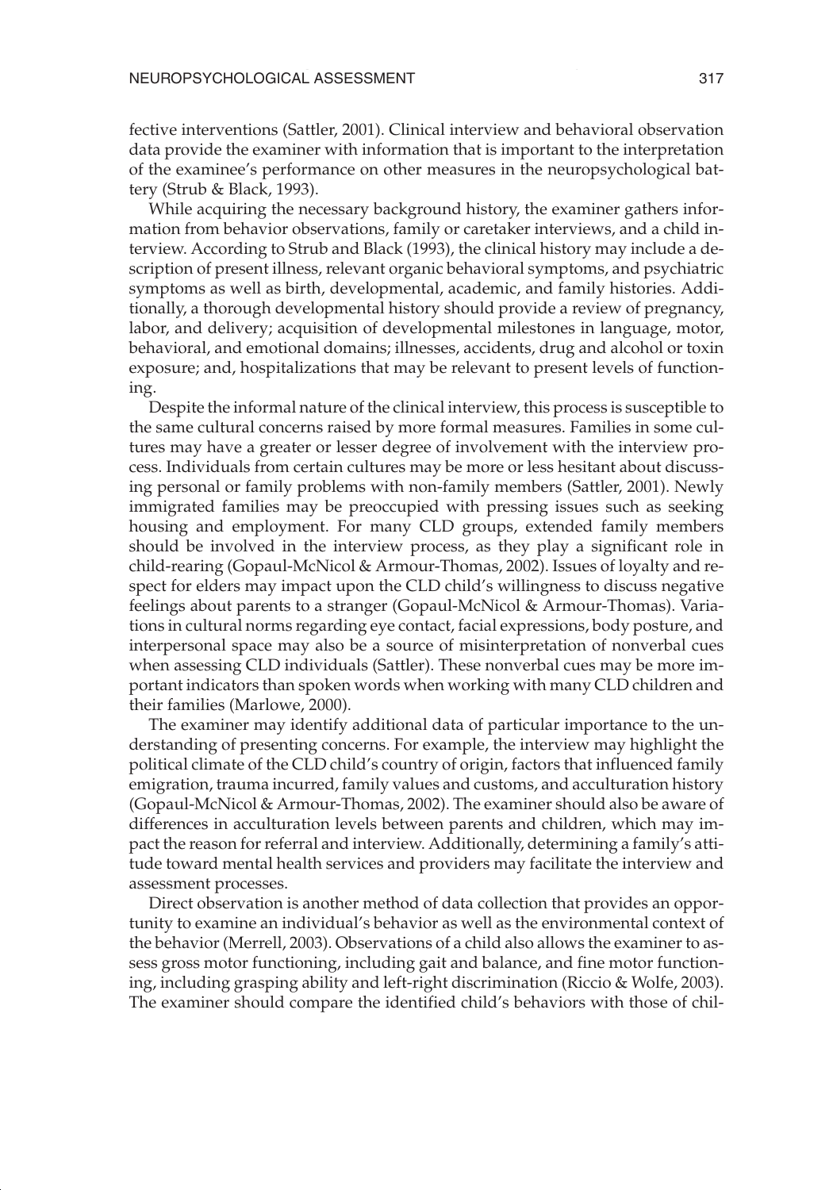fective interventions (Sattler, 2001). Clinical interview and behavioral observation data provide the examiner with information that is important to the interpretation of the examinee's performance on other measures in the neuropsychological battery (Strub & Black, 1993).

While acquiring the necessary background history, the examiner gathers information from behavior observations, family or caretaker interviews, and a child interview. According to Strub and Black (1993), the clinical history may include a description of present illness, relevant organic behavioral symptoms, and psychiatric symptoms as well as birth, developmental, academic, and family histories. Additionally, a thorough developmental history should provide a review of pregnancy, labor, and delivery; acquisition of developmental milestones in language, motor, behavioral, and emotional domains; illnesses, accidents, drug and alcohol or toxin exposure; and, hospitalizations that may be relevant to present levels of functioning.

Despite the informal nature of the clinical interview, this process is susceptible to the same cultural concerns raised by more formal measures. Families in some cultures may have a greater or lesser degree of involvement with the interview process. Individuals from certain cultures may be more or less hesitant about discussing personal or family problems with non-family members (Sattler, 2001). Newly immigrated families may be preoccupied with pressing issues such as seeking housing and employment. For many CLD groups, extended family members should be involved in the interview process, as they play a significant role in child-rearing (Gopaul-McNicol & Armour-Thomas, 2002). Issues of loyalty and respect for elders may impact upon the CLD child's willingness to discuss negative feelings about parents to a stranger (Gopaul-McNicol & Armour-Thomas). Variations in cultural norms regarding eye contact, facial expressions, body posture, and interpersonal space may also be a source of misinterpretation of nonverbal cues when assessing CLD individuals (Sattler). These nonverbal cues may be more important indicators than spoken words when working with many CLD children and their families (Marlowe, 2000).

The examiner may identify additional data of particular importance to the understanding of presenting concerns. For example, the interview may highlight the political climate of the CLD child's country of origin, factors that influenced family emigration, trauma incurred, family values and customs, and acculturation history (Gopaul-McNicol & Armour-Thomas, 2002). The examiner should also be aware of differences in acculturation levels between parents and children, which may impact the reason for referral and interview. Additionally, determining a family's attitude toward mental health services and providers may facilitate the interview and assessment processes.

Direct observation is another method of data collection that provides an opportunity to examine an individual's behavior as well as the environmental context of the behavior (Merrell, 2003). Observations of a child also allows the examiner to assess gross motor functioning, including gait and balance, and fine motor functioning, including grasping ability and left-right discrimination (Riccio & Wolfe, 2003). The examiner should compare the identified child's behaviors with those of chil-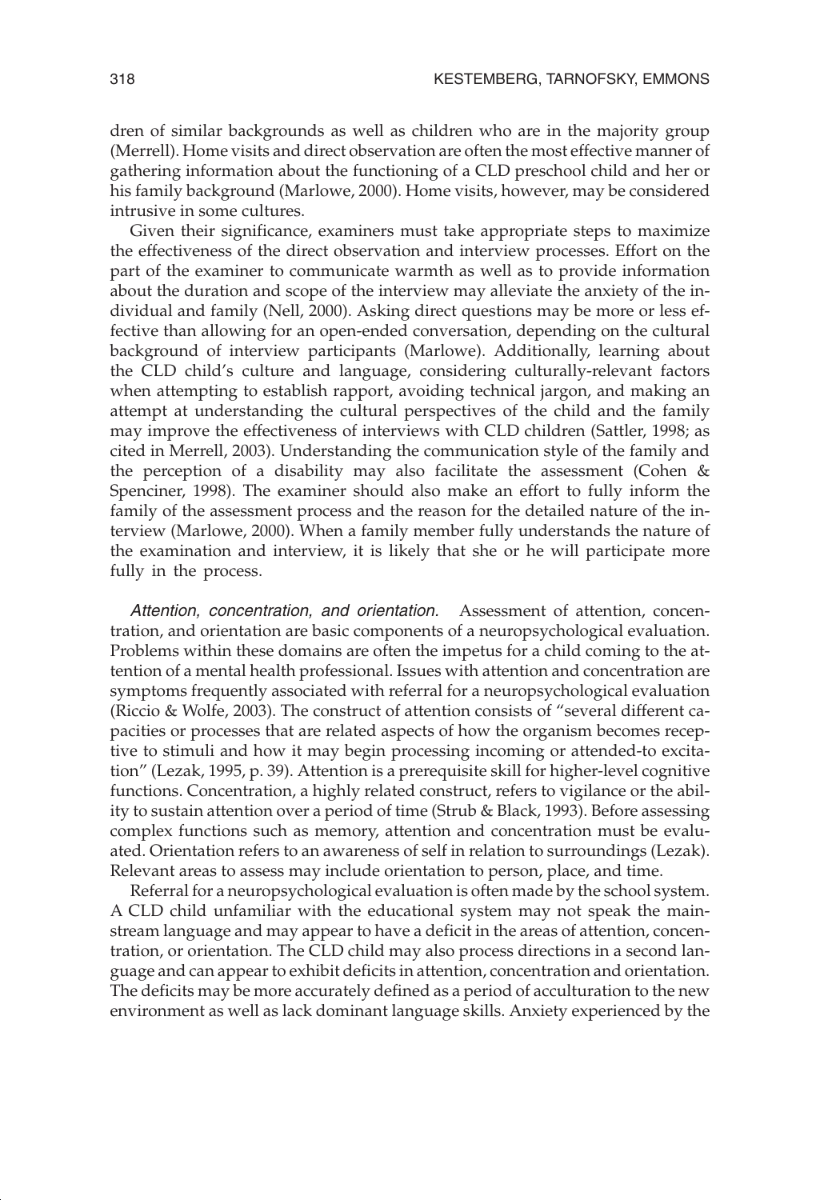dren of similar backgrounds as well as children who are in the majority group (Merrell). Home visits and direct observation are often the most effective manner of gathering information about the functioning of a CLD preschool child and her or his family background (Marlowe, 2000). Home visits, however, may be considered intrusive in some cultures.

Given their significance, examiners must take appropriate steps to maximize the effectiveness of the direct observation and interview processes. Effort on the part of the examiner to communicate warmth as well as to provide information about the duration and scope of the interview may alleviate the anxiety of the individual and family (Nell, 2000). Asking direct questions may be more or less effective than allowing for an open-ended conversation, depending on the cultural background of interview participants (Marlowe). Additionally, learning about the CLD child's culture and language, considering culturally-relevant factors when attempting to establish rapport, avoiding technical jargon, and making an attempt at understanding the cultural perspectives of the child and the family may improve the effectiveness of interviews with CLD children (Sattler, 1998; as cited in Merrell, 2003). Understanding the communication style of the family and the perception of a disability may also facilitate the assessment (Cohen & Spenciner, 1998). The examiner should also make an effort to fully inform the family of the assessment process and the reason for the detailed nature of the interview (Marlowe, 2000). When a family member fully understands the nature of the examination and interview, it is likely that she or he will participate more fully in the process.

*Attention, concentration, and orientation.* Assessment of attention, concentration, and orientation are basic components of a neuropsychological evaluation. Problems within these domains are often the impetus for a child coming to the attention of a mental health professional. Issues with attention and concentration are symptoms frequently associated with referral for a neuropsychological evaluation (Riccio & Wolfe, 2003). The construct of attention consists of "several different capacities or processes that are related aspects of how the organism becomes receptive to stimuli and how it may begin processing incoming or attended-to excitation" (Lezak, 1995, p. 39). Attention is a prerequisite skill for higher-level cognitive functions. Concentration, a highly related construct, refers to vigilance or the ability to sustain attention over a period of time (Strub & Black, 1993). Before assessing complex functions such as memory, attention and concentration must be evaluated. Orientation refers to an awareness of self in relation to surroundings (Lezak). Relevant areas to assess may include orientation to person, place, and time.

Referral for a neuropsychological evaluation is often made by the school system. A CLD child unfamiliar with the educational system may not speak the mainstream language and may appear to have a deficit in the areas of attention, concentration, or orientation. The CLD child may also process directions in a second language and can appear to exhibit deficits in attention, concentration and orientation. The deficits may be more accurately defined as a period of acculturation to the new environment as well as lack dominant language skills. Anxiety experienced by the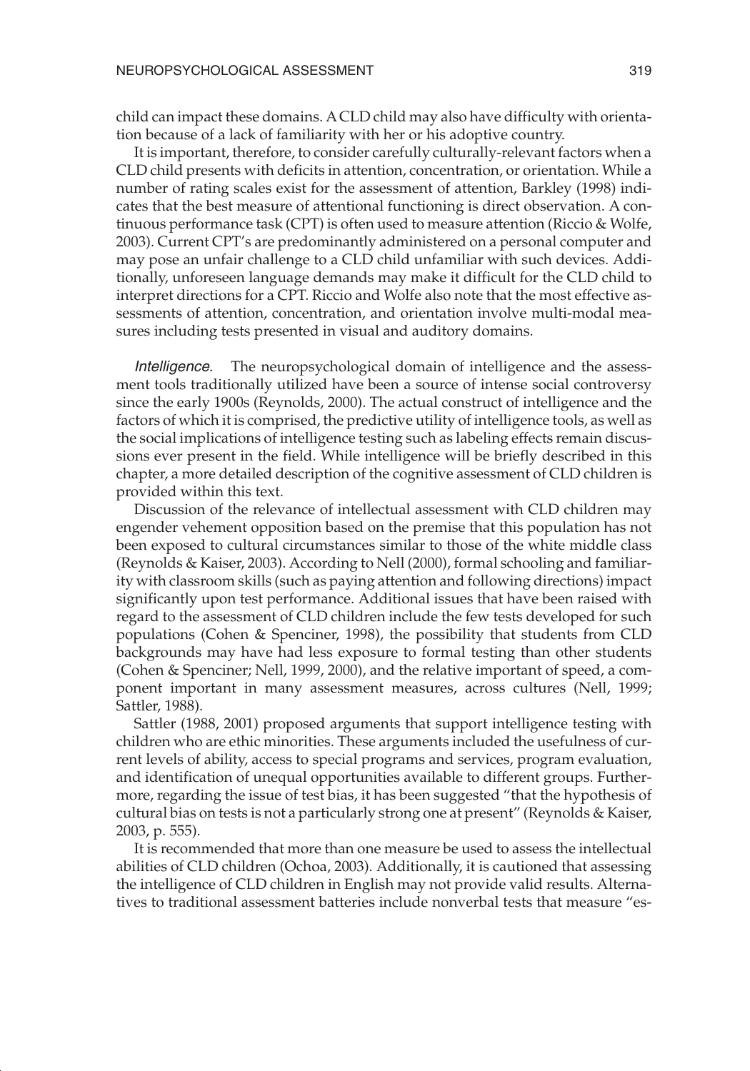child can impact these domains. A CLD child may also have difficulty with orientation because of a lack of familiarity with her or his adoptive country.

It is important, therefore, to consider carefully culturally-relevant factors when a CLD child presents with deficits in attention, concentration, or orientation. While a number of rating scales exist for the assessment of attention, Barkley (1998) indicates that the best measure of attentional functioning is direct observation. A continuous performance task (CPT) is often used to measure attention (Riccio & Wolfe, 2003). Current CPT's are predominantly administered on a personal computer and may pose an unfair challenge to a CLD child unfamiliar with such devices. Additionally, unforeseen language demands may make it difficult for the CLD child to interpret directions for a CPT. Riccio and Wolfe also note that the most effective assessments of attention, concentration, and orientation involve multi-modal measures including tests presented in visual and auditory domains.

*Intelligence.* The neuropsychological domain of intelligence and the assessment tools traditionally utilized have been a source of intense social controversy since the early 1900s (Reynolds, 2000). The actual construct of intelligence and the factors of which it is comprised, the predictive utility of intelligence tools, as well as the social implications of intelligence testing such as labeling effects remain discussions ever present in the field. While intelligence will be briefly described in this chapter, a more detailed description of the cognitive assessment of CLD children is provided within this text.

Discussion of the relevance of intellectual assessment with CLD children may engender vehement opposition based on the premise that this population has not been exposed to cultural circumstances similar to those of the white middle class (Reynolds & Kaiser, 2003). According to Nell (2000), formal schooling and familiarity with classroom skills (such as paying attention and following directions) impact significantly upon test performance. Additional issues that have been raised with regard to the assessment of CLD children include the few tests developed for such populations (Cohen & Spenciner, 1998), the possibility that students from CLD backgrounds may have had less exposure to formal testing than other students (Cohen & Spenciner; Nell, 1999, 2000), and the relative important of speed, a component important in many assessment measures, across cultures (Nell, 1999; Sattler, 1988).

Sattler (1988, 2001) proposed arguments that support intelligence testing with children who are ethic minorities. These arguments included the usefulness of current levels of ability, access to special programs and services, program evaluation, and identification of unequal opportunities available to different groups. Furthermore, regarding the issue of test bias, it has been suggested "that the hypothesis of cultural bias on tests is not a particularly strong one at present" (Reynolds & Kaiser, 2003, p. 555).

It is recommended that more than one measure be used to assess the intellectual abilities of CLD children (Ochoa, 2003). Additionally, it is cautioned that assessing the intelligence of CLD children in English may not provide valid results. Alternatives to traditional assessment batteries include nonverbal tests that measure "es-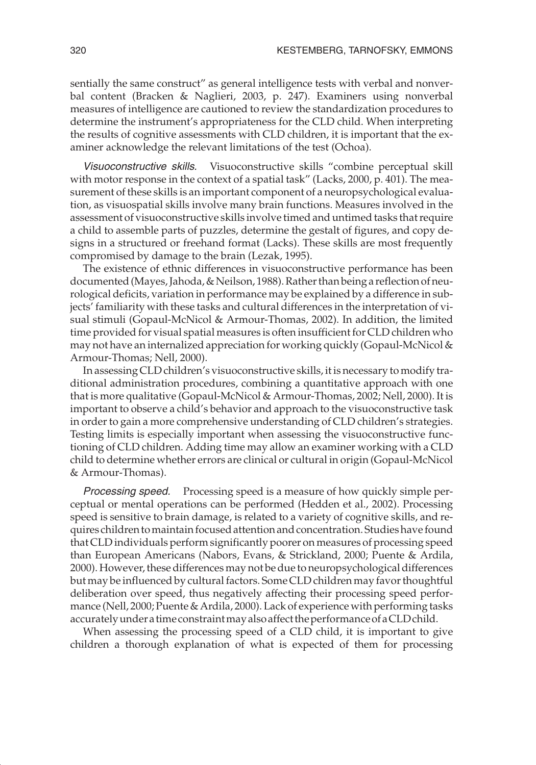sentially the same construct" as general intelligence tests with verbal and nonverbal content (Bracken & Naglieri, 2003, p. 247). Examiners using nonverbal measures of intelligence are cautioned to review the standardization procedures to determine the instrument's appropriateness for the CLD child. When interpreting the results of cognitive assessments with CLD children, it is important that the examiner acknowledge the relevant limitations of the test (Ochoa).

*Visuoconstructive skills.* Visuoconstructive skills "combine perceptual skill with motor response in the context of a spatial task" (Lacks, 2000, p. 401). The measurement of these skills is an important component of a neuropsychological evaluation, as visuospatial skills involve many brain functions. Measures involved in the assessment of visuoconstructive skills involve timed and untimed tasks that require a child to assemble parts of puzzles, determine the gestalt of figures, and copy designs in a structured or freehand format (Lacks). These skills are most frequently compromised by damage to the brain (Lezak, 1995).

The existence of ethnic differences in visuoconstructive performance has been documented (Mayes, Jahoda, & Neilson, 1988). Rather than being a reflection of neurological deficits, variation in performance may be explained by a difference in subjects' familiarity with these tasks and cultural differences in the interpretation of visual stimuli (Gopaul-McNicol & Armour-Thomas, 2002). In addition, the limited time provided for visual spatial measures is often insufficient for CLD children who may not have an internalized appreciation for working quickly (Gopaul-McNicol & Armour-Thomas; Nell, 2000).

In assessing CLD children's visuoconstructive skills, it is necessary to modify traditional administration procedures, combining a quantitative approach with one that is more qualitative (Gopaul-McNicol & Armour-Thomas, 2002; Nell, 2000). It is important to observe a child's behavior and approach to the visuoconstructive task in order to gain a more comprehensive understanding of CLD children's strategies. Testing limits is especially important when assessing the visuoconstructive functioning of CLD children. Adding time may allow an examiner working with a CLD child to determine whether errors are clinical or cultural in origin (Gopaul-McNicol & Armour-Thomas).

*Processing speed.* Processing speed is a measure of how quickly simple perceptual or mental operations can be performed (Hedden et al., 2002). Processing speed is sensitive to brain damage, is related to a variety of cognitive skills, and requires children to maintain focused attention and concentration. Studies have found that CLD individuals perform significantly poorer on measures of processing speed than European Americans (Nabors, Evans, & Strickland, 2000; Puente & Ardila, 2000). However, these differences may not be due to neuropsychological differences but may be influenced by cultural factors. Some CLD children may favor thoughtful deliberation over speed, thus negatively affecting their processing speed performance (Nell, 2000; Puente & Ardila, 2000). Lack of experience with performing tasks accurately under a time constraint may also affect the performance of a CLD child.

When assessing the processing speed of a CLD child, it is important to give children a thorough explanation of what is expected of them for processing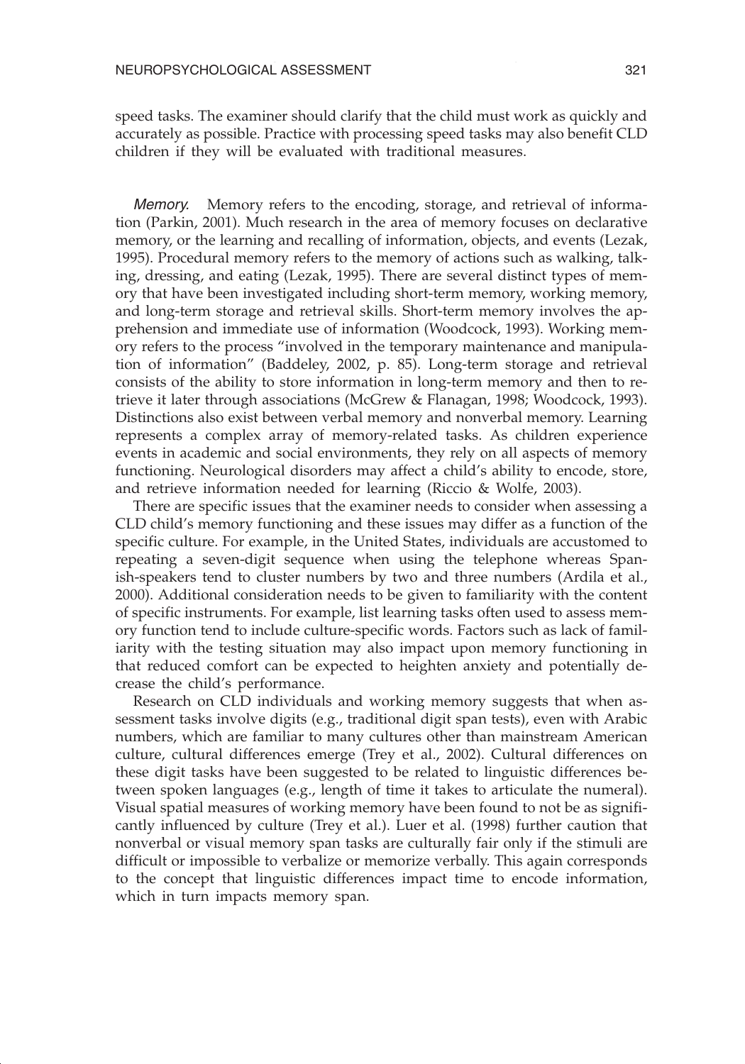speed tasks. The examiner should clarify that the child must work as quickly and accurately as possible. Practice with processing speed tasks may also benefit CLD children if they will be evaluated with traditional measures.

*Memory.* Memory refers to the encoding, storage, and retrieval of information (Parkin, 2001). Much research in the area of memory focuses on declarative memory, or the learning and recalling of information, objects, and events (Lezak, 1995). Procedural memory refers to the memory of actions such as walking, talking, dressing, and eating (Lezak, 1995). There are several distinct types of memory that have been investigated including short-term memory, working memory, and long-term storage and retrieval skills. Short-term memory involves the apprehension and immediate use of information (Woodcock, 1993). Working memory refers to the process "involved in the temporary maintenance and manipulation of information" (Baddeley, 2002, p. 85). Long-term storage and retrieval consists of the ability to store information in long-term memory and then to retrieve it later through associations (McGrew & Flanagan, 1998; Woodcock, 1993). Distinctions also exist between verbal memory and nonverbal memory. Learning represents a complex array of memory-related tasks. As children experience events in academic and social environments, they rely on all aspects of memory functioning. Neurological disorders may affect a child's ability to encode, store, and retrieve information needed for learning (Riccio & Wolfe, 2003).

There are specific issues that the examiner needs to consider when assessing a CLD child's memory functioning and these issues may differ as a function of the specific culture. For example, in the United States, individuals are accustomed to repeating a seven-digit sequence when using the telephone whereas Spanish-speakers tend to cluster numbers by two and three numbers (Ardila et al., 2000). Additional consideration needs to be given to familiarity with the content of specific instruments. For example, list learning tasks often used to assess memory function tend to include culture-specific words. Factors such as lack of familiarity with the testing situation may also impact upon memory functioning in that reduced comfort can be expected to heighten anxiety and potentially decrease the child's performance.

Research on CLD individuals and working memory suggests that when assessment tasks involve digits (e.g., traditional digit span tests), even with Arabic numbers, which are familiar to many cultures other than mainstream American culture, cultural differences emerge (Trey et al., 2002). Cultural differences on these digit tasks have been suggested to be related to linguistic differences between spoken languages (e.g., length of time it takes to articulate the numeral). Visual spatial measures of working memory have been found to not be as significantly influenced by culture (Trey et al.). Luer et al. (1998) further caution that nonverbal or visual memory span tasks are culturally fair only if the stimuli are difficult or impossible to verbalize or memorize verbally. This again corresponds to the concept that linguistic differences impact time to encode information, which in turn impacts memory span.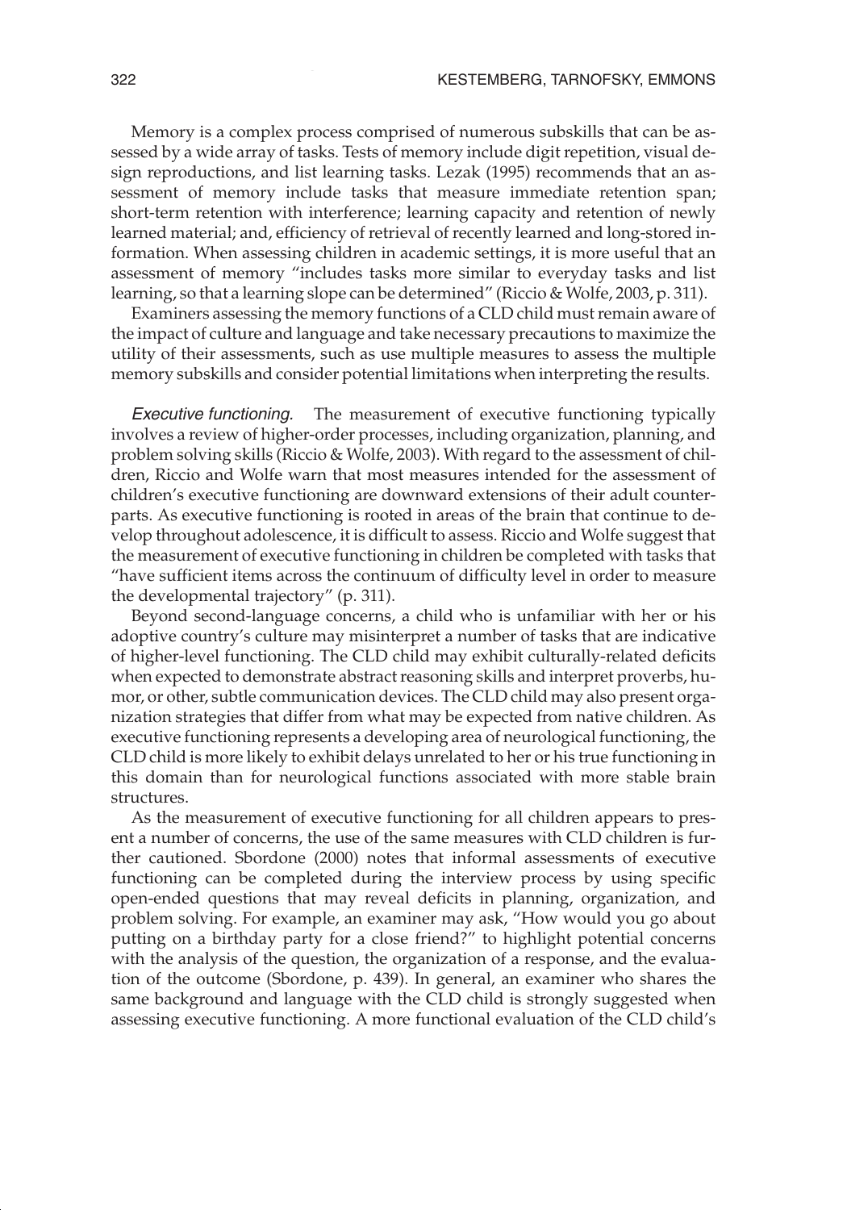Memory is a complex process comprised of numerous subskills that can be assessed by a wide array of tasks. Tests of memory include digit repetition, visual design reproductions, and list learning tasks. Lezak (1995) recommends that an assessment of memory include tasks that measure immediate retention span; short-term retention with interference; learning capacity and retention of newly learned material; and, efficiency of retrieval of recently learned and long-stored information. When assessing children in academic settings, it is more useful that an assessment of memory "includes tasks more similar to everyday tasks and list learning, so that a learning slope can be determined" (Riccio & Wolfe, 2003, p. 311).

Examiners assessing the memory functions of a CLD child must remain aware of the impact of culture and language and take necessary precautions to maximize the utility of their assessments, such as use multiple measures to assess the multiple memory subskills and consider potential limitations when interpreting the results.

*Executive functioning.* The measurement of executive functioning typically involves a review of higher-order processes, including organization, planning, and problem solving skills (Riccio & Wolfe, 2003). With regard to the assessment of children, Riccio and Wolfe warn that most measures intended for the assessment of children's executive functioning are downward extensions of their adult counterparts. As executive functioning is rooted in areas of the brain that continue to develop throughout adolescence, it is difficult to assess. Riccio and Wolfe suggest that the measurement of executive functioning in children be completed with tasks that "have sufficient items across the continuum of difficulty level in order to measure the developmental trajectory" (p. 311).

Beyond second-language concerns, a child who is unfamiliar with her or his adoptive country's culture may misinterpret a number of tasks that are indicative of higher-level functioning. The CLD child may exhibit culturally-related deficits when expected to demonstrate abstract reasoning skills and interpret proverbs, humor, or other, subtle communication devices. The CLD child may also present organization strategies that differ from what may be expected from native children. As executive functioning represents a developing area of neurological functioning, the CLD child is more likely to exhibit delays unrelated to her or his true functioning in this domain than for neurological functions associated with more stable brain structures.

As the measurement of executive functioning for all children appears to present a number of concerns, the use of the same measures with CLD children is further cautioned. Sbordone (2000) notes that informal assessments of executive functioning can be completed during the interview process by using specific open-ended questions that may reveal deficits in planning, organization, and problem solving. For example, an examiner may ask, "How would you go about putting on a birthday party for a close friend?" to highlight potential concerns with the analysis of the question, the organization of a response, and the evaluation of the outcome (Sbordone, p. 439). In general, an examiner who shares the same background and language with the CLD child is strongly suggested when assessing executive functioning. A more functional evaluation of the CLD child's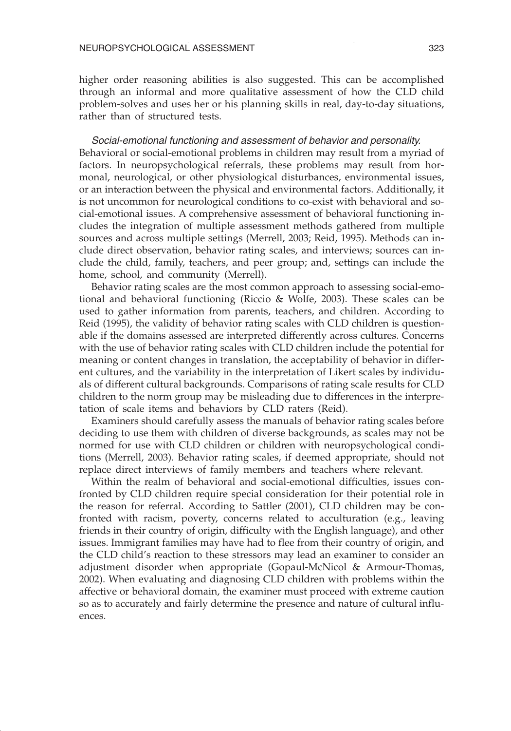higher order reasoning abilities is also suggested. This can be accomplished through an informal and more qualitative assessment of how the CLD child problem-solves and uses her or his planning skills in real, day-to-day situations, rather than of structured tests.

*Social-emotional functioning and assessment of behavior and personality.* Behavioral or social-emotional problems in children may result from a myriad of factors. In neuropsychological referrals, these problems may result from hormonal, neurological, or other physiological disturbances, environmental issues, or an interaction between the physical and environmental factors. Additionally, it is not uncommon for neurological conditions to co-exist with behavioral and social-emotional issues. A comprehensive assessment of behavioral functioning includes the integration of multiple assessment methods gathered from multiple sources and across multiple settings (Merrell, 2003; Reid, 1995). Methods can include direct observation, behavior rating scales, and interviews; sources can include the child, family, teachers, and peer group; and, settings can include the home, school, and community (Merrell).

Behavior rating scales are the most common approach to assessing social-emotional and behavioral functioning (Riccio & Wolfe, 2003). These scales can be used to gather information from parents, teachers, and children. According to Reid (1995), the validity of behavior rating scales with CLD children is questionable if the domains assessed are interpreted differently across cultures. Concerns with the use of behavior rating scales with CLD children include the potential for meaning or content changes in translation, the acceptability of behavior in different cultures, and the variability in the interpretation of Likert scales by individuals of different cultural backgrounds. Comparisons of rating scale results for CLD children to the norm group may be misleading due to differences in the interpretation of scale items and behaviors by CLD raters (Reid).

Examiners should carefully assess the manuals of behavior rating scales before deciding to use them with children of diverse backgrounds, as scales may not be normed for use with CLD children or children with neuropsychological conditions (Merrell, 2003). Behavior rating scales, if deemed appropriate, should not replace direct interviews of family members and teachers where relevant.

Within the realm of behavioral and social-emotional difficulties, issues confronted by CLD children require special consideration for their potential role in the reason for referral. According to Sattler (2001), CLD children may be confronted with racism, poverty, concerns related to acculturation (e.g., leaving friends in their country of origin, difficulty with the English language), and other issues. Immigrant families may have had to flee from their country of origin, and the CLD child's reaction to these stressors may lead an examiner to consider an adjustment disorder when appropriate (Gopaul-McNicol & Armour-Thomas, 2002). When evaluating and diagnosing CLD children with problems within the affective or behavioral domain, the examiner must proceed with extreme caution so as to accurately and fairly determine the presence and nature of cultural influences.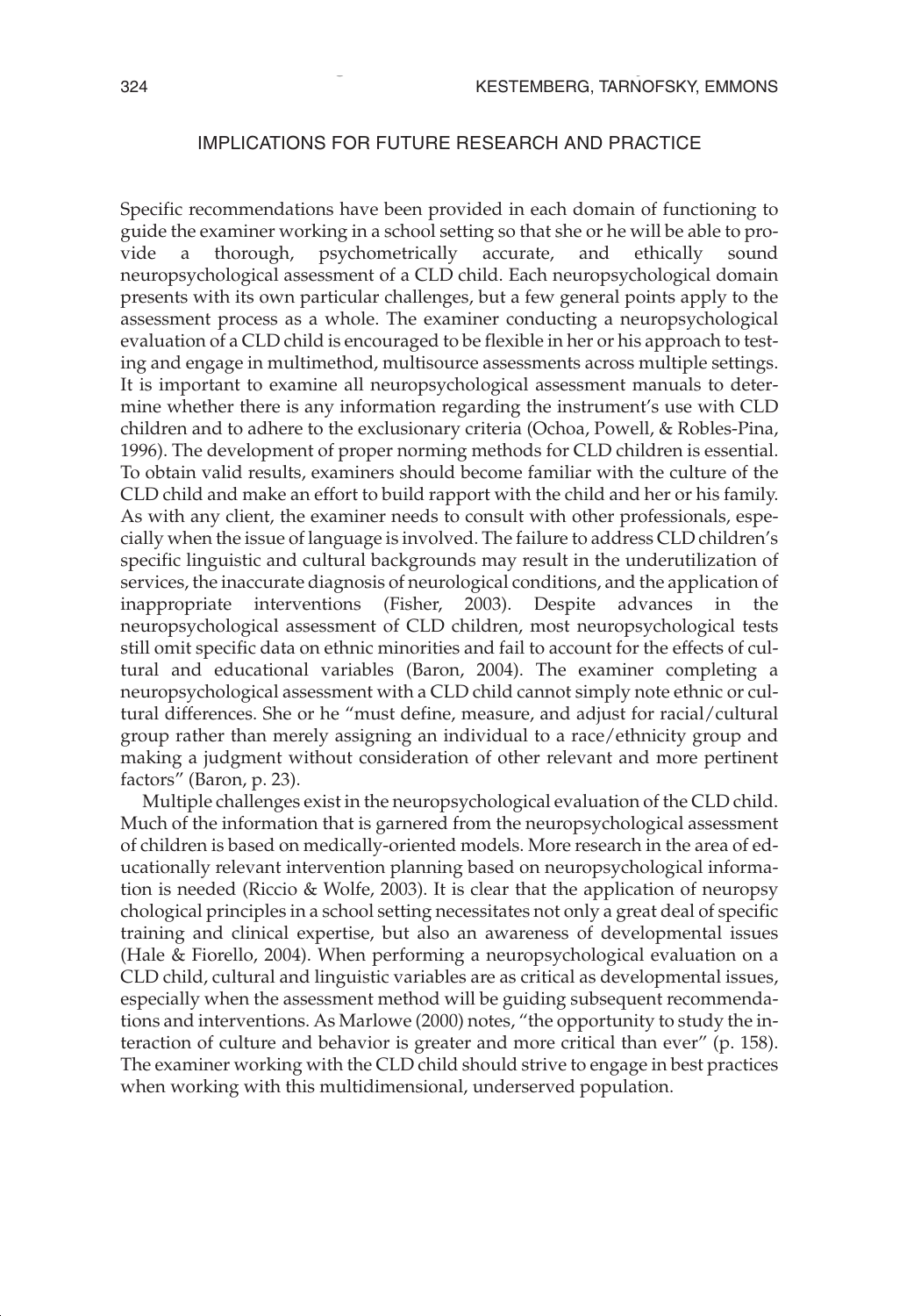## IMPLICATIONS FOR FUTURE RESEARCH AND PRACTICE

Specific recommendations have been provided in each domain of functioning to guide the examiner working in a school setting so that she or he will be able to provide a thorough, psychometrically accurate, and ethically sound neuropsychological assessment of a CLD child. Each neuropsychological domain presents with its own particular challenges, but a few general points apply to the assessment process as a whole. The examiner conducting a neuropsychological evaluation of a CLD child is encouraged to be flexible in her or his approach to testing and engage in multimethod, multisource assessments across multiple settings. It is important to examine all neuropsychological assessment manuals to determine whether there is any information regarding the instrument's use with CLD children and to adhere to the exclusionary criteria (Ochoa, Powell, & Robles-Pina, 1996). The development of proper norming methods for CLD children is essential. To obtain valid results, examiners should become familiar with the culture of the CLD child and make an effort to build rapport with the child and her or his family. As with any client, the examiner needs to consult with other professionals, especially when the issue of language is involved. The failure to address CLD children's specific linguistic and cultural backgrounds may result in the underutilization of services, the inaccurate diagnosis of neurological conditions, and the application of inappropriate interventions (Fisher, 2003). Despite advances in the neuropsychological assessment of CLD children, most neuropsychological tests still omit specific data on ethnic minorities and fail to account for the effects of cultural and educational variables (Baron, 2004). The examiner completing a neuropsychological assessment with a CLD child cannot simply note ethnic or cultural differences. She or he "must define, measure, and adjust for racial/cultural group rather than merely assigning an individual to a race/ethnicity group and making a judgment without consideration of other relevant and more pertinent factors" (Baron, p. 23).

Multiple challenges exist in the neuropsychological evaluation of the CLD child. Much of the information that is garnered from the neuropsychological assessment of children is based on medically-oriented models. More research in the area of educationally relevant intervention planning based on neuropsychological information is needed (Riccio & Wolfe, 2003). It is clear that the application of neuropsychological principles in a school setting necessitates not only a great deal of specific training and clinical expertise, but also an awareness of developmental issues (Hale & Fiorello, 2004). When performing a neuropsychological evaluation on a CLD child, cultural and linguistic variables are as critical as developmental issues, especially when the assessment method will be guiding subsequent recommendations and interventions. As Marlowe (2000) notes, "the opportunity to study the interaction of culture and behavior is greater and more critical than ever" (p. 158). The examiner working with the CLD child should strive to engage in best practices when working with this multidimensional, underserved population.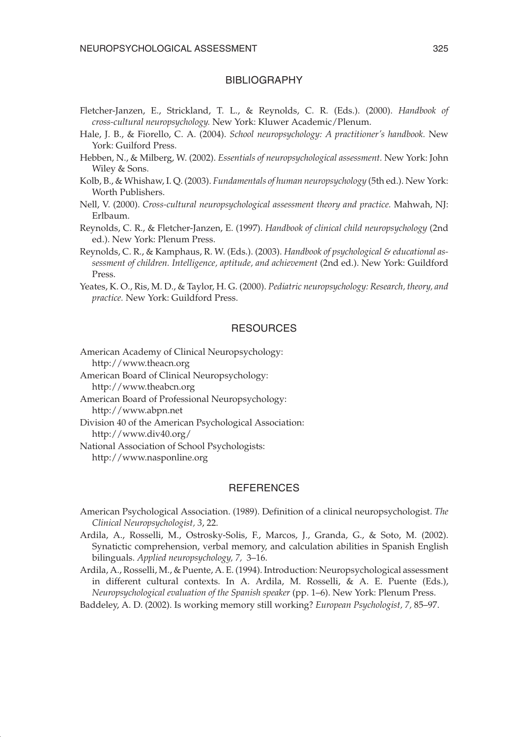## BIBLIOGRAPHY

Fletcher-Janzen, E., Strickland, T. L., & Reynolds, C. R. (Eds.). (2000). *Handbook of cross-cultural neuropsychology.* New York: Kluwer Academic/Plenum.

Hale, J. B., & Fiorello, C. A. (2004). *School neuropsychology: A practitioner's handbook.* New York: Guilford Press.

Hebben, N., & Milberg, W. (2002). *Essentials of neuropsychological assessment.* New York: John Wiley & Sons.

Kolb, B., & Whishaw, I. Q. (2003). *Fundamentals of human neuropsychology* (5th ed.). New York: Worth Publishers.

Nell, V. (2000). *Cross-cultural neuropsychological assessment theory and practice.* Mahwah, NJ: Erlbaum.

Reynolds, C. R., & Fletcher-Janzen, E. (1997). *Handbook of clinical child neuropsychology* (2nd ed.). New York: Plenum Press.

Reynolds, C. R., & Kamphaus, R. W. (Eds.). (2003). *Handbook of psychological & educational assessment of children. Intelligence, aptitude, and achievement* (2nd ed.). New York: Guildford Press.

Yeates, K. O., Ris, M. D., & Taylor, H. G. (2000). *Pediatric neuropsychology: Research, theory, and practice.* New York: Guildford Press.

## RESOURCES

American Academy of Clinical Neuropsychology: http://www.theacn.org

American Board of Clinical Neuropsychology: http://www.theabcn.org

American Board of Professional Neuropsychology: http://www.abpn.net

Division 40 of the American Psychological Association: http://www.div40.org/

National Association of School Psychologists: http://www.nasponline.org

## REFERENCES

American Psychological Association. (1989). Definition of a clinical neuropsychologist. *The Clinical Neuropsychologist, 3*, 22.

Ardila, A., Rosselli, M., Ostrosky-Solis, F., Marcos, J., Granda, G., & Soto, M. (2002). Synatictic comprehension, verbal memory, and calculation abilities in Spanish English bilinguals. *Applied neuropsychology, 7,* 3–16.

Ardila, A., Rosselli, M., & Puente, A. E. (1994). Introduction: Neuropsychological assessment in different cultural contexts. In A. Ardila, M. Rosselli, & A. E. Puente (Eds.), *Neuropsychological evaluation of the Spanish speaker* (pp. 1–6). New York: Plenum Press.

Baddeley, A. D. (2002). Is working memory still working? *European Psychologist, 7,* 85–97.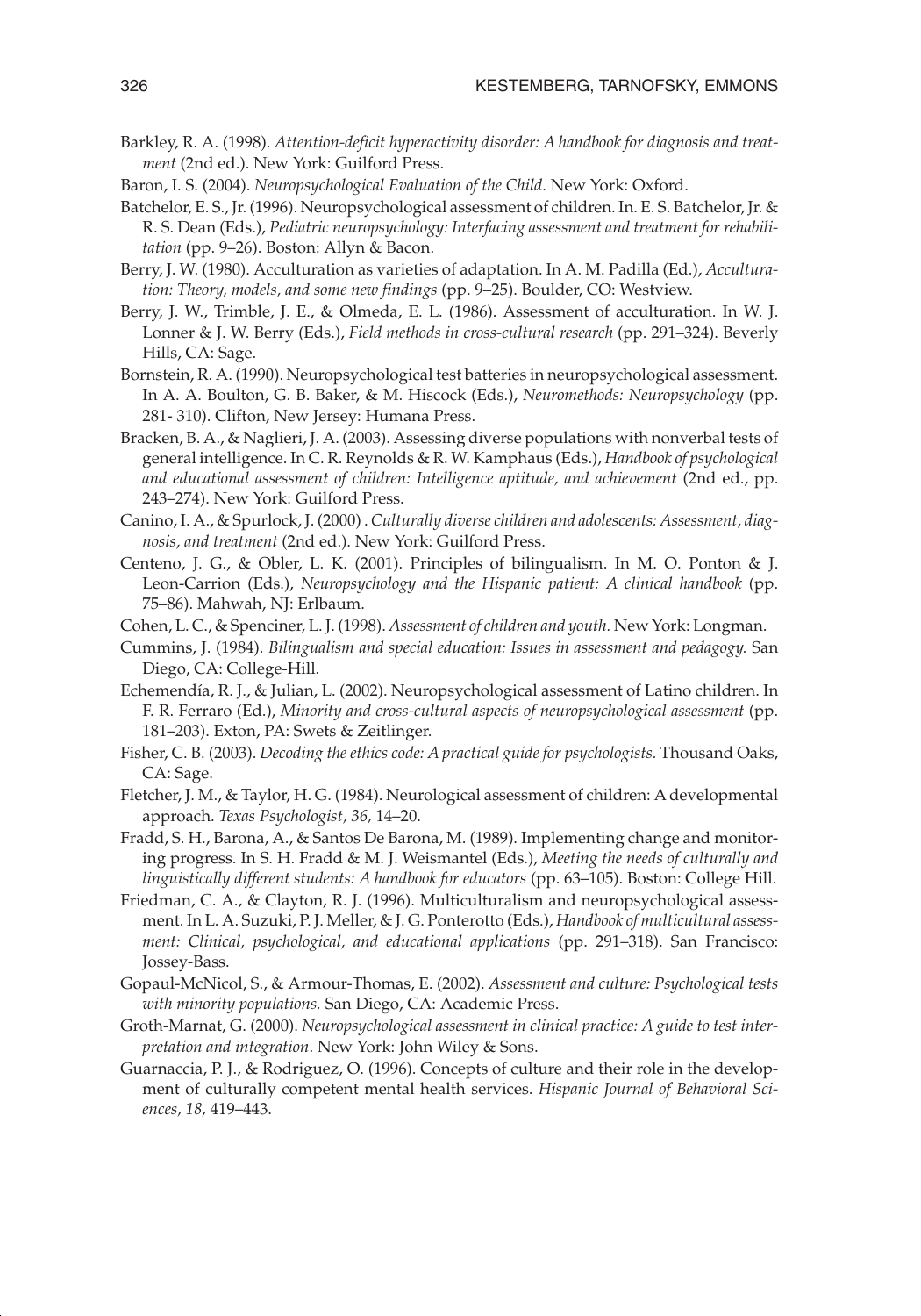Barkley, R. A. (1998). *Attention-deficit hyperactivity disorder: A handbook for diagnosis and treatment* (2nd ed.). New York: Guilford Press.

Baron, I. S. (2004). *Neuropsychological Evaluation of the Child.* New York: Oxford.

Batchelor, E. S., Jr. (1996). Neuropsychological assessment of children. In. E. S. Batchelor, Jr. & R. S. Dean (Eds.), *Pediatric neuropsychology: Interfacing assessment and treatment for rehabilitation* (pp. 9–26). Boston: Allyn & Bacon.

Berry, J. W. (1980). Acculturation as varieties of adaptation. In A. M. Padilla (Ed.), *Acculturation: Theory, models, and some new findings* (pp. 9–25). Boulder, CO: Westview.

Berry, J. W., Trimble, J. E., & Olmeda, E. L. (1986). Assessment of acculturation. In W. J. Lonner & J. W. Berry (Eds.), *Field methods in cross-cultural research* (pp. 291–324). Beverly Hills, CA: Sage.

Bornstein, R. A. (1990). Neuropsychological test batteries in neuropsychological assessment. In A. A. Boulton, G. B. Baker, & M. Hiscock (Eds.), *Neuromethods: Neuropsychology* (pp. 281- 310). Clifton, New Jersey: Humana Press.

Bracken, B. A., & Naglieri, J. A. (2003). Assessing diverse populations with nonverbal tests of general intelligence. In C. R. Reynolds & R. W. Kamphaus (Eds.), *Handbook of psychological and educational assessment of children: Intelligence aptitude, and achievement* (2nd ed., pp. 243–274). New York: Guilford Press.

Canino, I. A., & Spurlock, J. (2000) . *Culturally diverse children and adolescents: Assessment, diagnosis, and treatment* (2nd ed.). New York: Guilford Press.

Centeno, J. G., & Obler, L. K. (2001). Principles of bilingualism. In M. O. Ponton & J. Leon-Carrion (Eds.), *Neuropsychology and the Hispanic patient: A clinical handbook* (pp. 75–86). Mahwah, NJ: Erlbaum.

Cohen, L. C., & Spenciner, L. J. (1998). *Assessment of children and youth.* New York: Longman.

Cummins, J. (1984). *Bilingualism and special education: Issues in assessment and pedagogy.* San Diego, CA: College-Hill.

Echemendía, R. J., & Julian, L. (2002). Neuropsychological assessment of Latino children. In F. R. Ferraro (Ed.), *Minority and cross-cultural aspects of neuropsychological assessment* (pp. 181–203). Exton, PA: Swets & Zeitlinger.

Fisher, C. B. (2003). *Decoding the ethics code: A practical guide for psychologists.* Thousand Oaks, CA: Sage.

Fletcher, J. M., & Taylor, H. G. (1984). Neurological assessment of children: A developmental approach. *Texas Psychologist, 36,* 14–20.

Fradd, S. H., Barona, A., & Santos De Barona, M. (1989). Implementing change and monitoring progress. In S. H. Fradd & M. J. Weismantel (Eds.), *Meeting the needs of culturally and linguistically different students: A handbook for educators* (pp. 63–105). Boston: College Hill.

Friedman, C. A., & Clayton, R. J. (1996). Multiculturalism and neuropsychological assessment. In L. A. Suzuki, P. J. Meller, & J. G. Ponterotto (Eds.), *Handbook of multicultural assessment: Clinical, psychological, and educational applications* (pp. 291–318). San Francisco: Jossey-Bass.

Gopaul-McNicol, S., & Armour-Thomas, E. (2002). *Assessment and culture: Psychological tests with minority populations.* San Diego, CA: Academic Press.

Groth-Marnat, G. (2000). *Neuropsychological assessment in clinical practice: A guide to test interpretation and integration*. New York: John Wiley & Sons.

Guarnaccia, P. J., & Rodriguez, O. (1996). Concepts of culture and their role in the development of culturally competent mental health services. *Hispanic Journal of Behavioral Sciences, 18,* 419–443.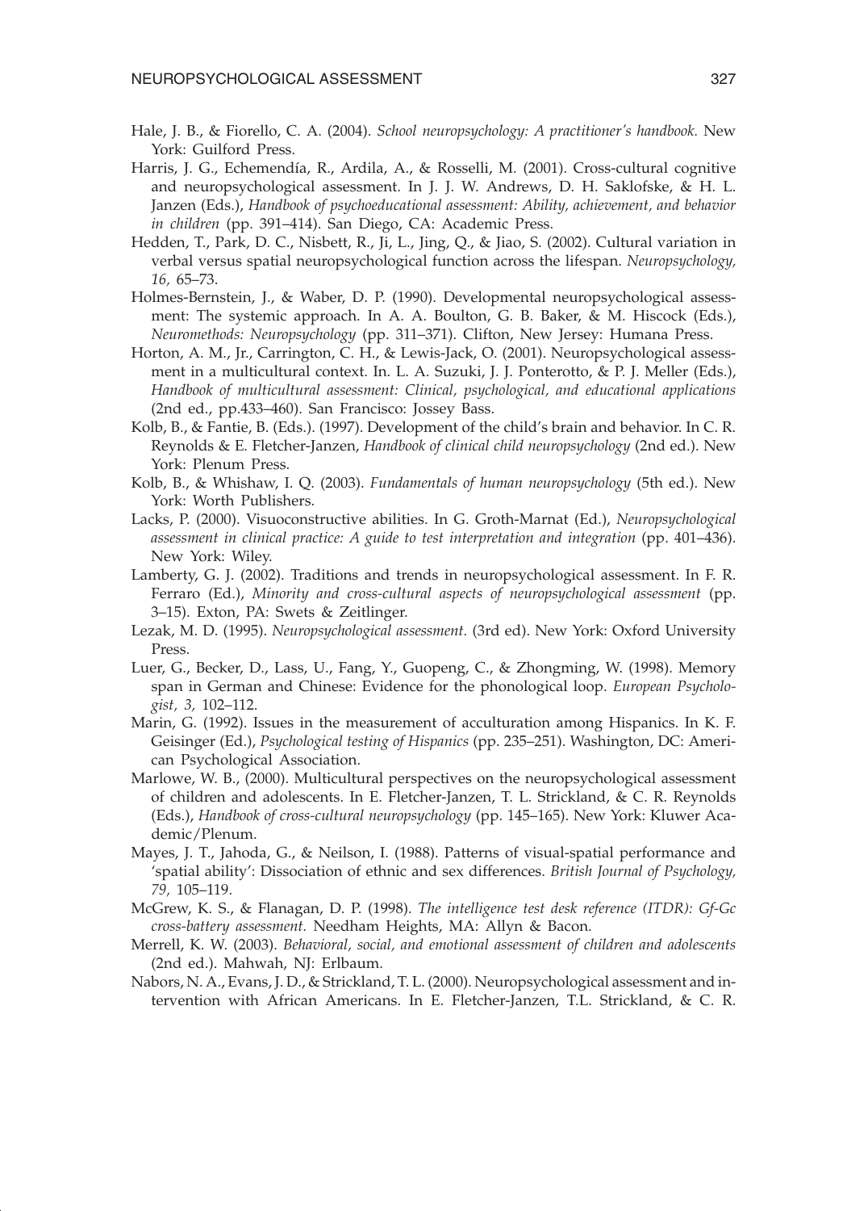Hale, J. B., & Fiorello, C. A. (2004). *School neuropsychology: A practitioner's handbook.* New York: Guilford Press.

Harris, J. G., Echemendía, R., Ardila, A., & Rosselli, M. (2001). Cross-cultural cognitive and neuropsychological assessment. In J. J. W. Andrews, D. H. Saklofske, & H. L. Janzen (Eds.), *Handbook of psychoeducational assessment: Ability, achievement, and behavior in children* (pp. 391–414). San Diego, CA: Academic Press.

Hedden, T., Park, D. C., Nisbett, R., Ji, L., Jing, Q., & Jiao, S. (2002). Cultural variation in verbal versus spatial neuropsychological function across the lifespan. *Neuropsychology, 16,* 65–73.

Holmes-Bernstein, J., & Waber, D. P. (1990). Developmental neuropsychological assessment: The systemic approach. In A. A. Boulton, G. B. Baker, & M. Hiscock (Eds.), *Neuromethods: Neuropsychology* (pp. 311–371). Clifton, New Jersey: Humana Press.

Horton, A. M., Jr., Carrington, C. H., & Lewis-Jack, O. (2001). Neuropsychological assessment in a multicultural context. In. L. A. Suzuki, J. J. Ponterotto, & P. J. Meller (Eds.), *Handbook of multicultural assessment: Clinical, psychological, and educational applications* (2nd ed., pp.433–460). San Francisco: Jossey Bass.

Kolb, B., & Fantie, B. (Eds.). (1997). Development of the child's brain and behavior. In C. R. Reynolds & E. Fletcher-Janzen, *Handbook of clinical child neuropsychology* (2nd ed.). New York: Plenum Press.

Kolb, B., & Whishaw, I. Q. (2003). *Fundamentals of human neuropsychology* (5th ed.). New York: Worth Publishers.

Lacks, P. (2000). Visuoconstructive abilities. In G. Groth-Marnat (Ed.), *Neuropsychological assessment in clinical practice: A guide to test interpretation and integration* (pp. 401–436). New York: Wiley.

Lamberty, G. J. (2002). Traditions and trends in neuropsychological assessment. In F. R. Ferraro (Ed.), *Minority and cross-cultural aspects of neuropsychological assessment* (pp. 3–15). Exton, PA: Swets & Zeitlinger.

Lezak, M. D. (1995). *Neuropsychological assessment.* (3rd ed). New York: Oxford University Press.

Luer, G., Becker, D., Lass, U., Fang, Y., Guopeng, C., & Zhongming, W. (1998). Memory span in German and Chinese: Evidence for the phonological loop. *European Psychologist, 3,* 102–112.

Marin, G. (1992). Issues in the measurement of acculturation among Hispanics. In K. F. Geisinger (Ed.), *Psychological testing of Hispanics* (pp. 235–251). Washington, DC: American Psychological Association.

Marlowe, W. B., (2000). Multicultural perspectives on the neuropsychological assessment of children and adolescents. In E. Fletcher-Janzen, T. L. Strickland, & C. R. Reynolds (Eds.), *Handbook of cross-cultural neuropsychology* (pp. 145–165). New York: Kluwer Academic/Plenum.

Mayes, J. T., Jahoda, G., & Neilson, I. (1988). Patterns of visual-spatial performance and 'spatial ability': Dissociation of ethnic and sex differences. *British Journal of Psychology, 79,* 105–119.

McGrew, K. S., & Flanagan, D. P. (1998). *The intelligence test desk reference (ITDR): Gf-Gc cross-battery assessment.* Needham Heights, MA: Allyn & Bacon.

Merrell, K. W. (2003). *Behavioral, social, and emotional assessment of children and adolescents* (2nd ed.). Mahwah, NJ: Erlbaum.

Nabors, N. A., Evans, J. D., & Strickland, T. L. (2000). Neuropsychological assessment and intervention with African Americans. In E. Fletcher-Janzen, T.L. Strickland, & C. R.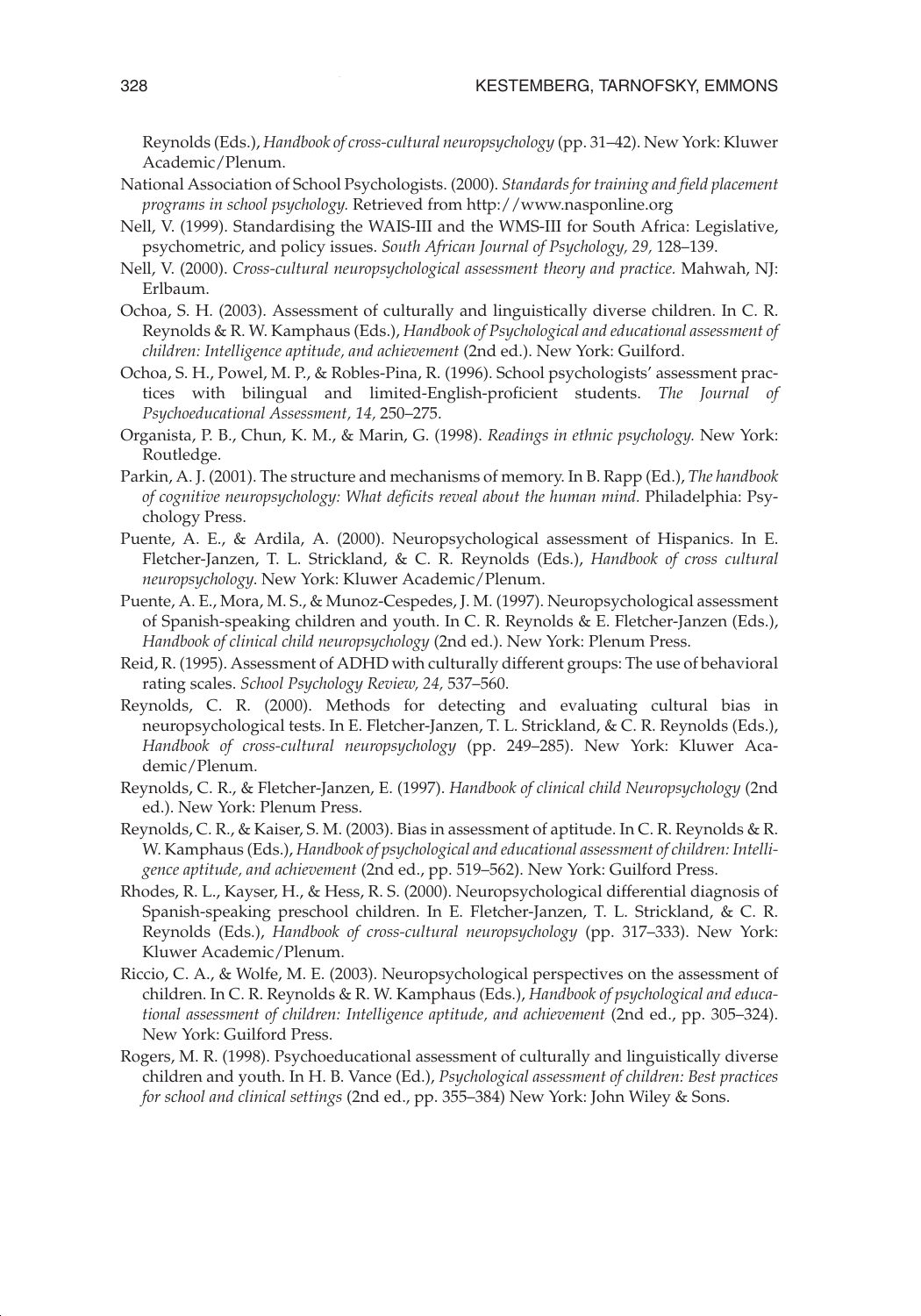Reynolds (Eds.), *Handbook of cross-cultural neuropsychology* (pp. 31–42). New York: Kluwer Academic/Plenum.

National Association of School Psychologists. (2000). *Standards for training and field placement programs in school psychology.* Retrieved from http://www.nasponline.org

Nell, V. (1999). Standardising the WAIS-III and the WMS-III for South Africa: Legislative, psychometric, and policy issues. *South African Journal of Psychology, 29,* 128–139.

Nell, V. (2000). *Cross-cultural neuropsychological assessment theory and practice.* Mahwah, NJ: Erlbaum.

Ochoa, S. H. (2003). Assessment of culturally and linguistically diverse children. In C. R. Reynolds & R. W. Kamphaus (Eds.), *Handbook of Psychological and educational assessment of children: Intelligence aptitude, and achievement* (2nd ed.). New York: Guilford.

Ochoa, S. H., Powel, M. P., & Robles-Pina, R. (1996). School psychologists' assessment practices with bilingual and limited-English-proficient students. *The Journal of Psychoeducational Assessment, 14,* 250–275.

Organista, P. B., Chun, K. M., & Marin, G. (1998). *Readings in ethnic psychology.* New York: Routledge.

Parkin, A. J. (2001). The structure and mechanisms of memory. In B. Rapp (Ed.), *The handbook of cognitive neuropsychology: What deficits reveal about the human mind.* Philadelphia: Psychology Press.

Puente, A. E., & Ardila, A. (2000). Neuropsychological assessment of Hispanics. In E. Fletcher-Janzen, T. L. Strickland, & C. R. Reynolds (Eds.), *Handbook of cross cultural neuropsychology*. New York: Kluwer Academic/Plenum.

Puente, A. E., Mora, M. S., & Munoz-Cespedes, J. M. (1997). Neuropsychological assessment of Spanish-speaking children and youth. In C. R. Reynolds & E. Fletcher-Janzen (Eds.), *Handbook of clinical child neuropsychology* (2nd ed.). New York: Plenum Press.

Reid, R. (1995). Assessment of ADHD with culturally different groups: The use of behavioral rating scales. *School Psychology Review, 24,* 537–560.

Reynolds, C. R. (2000). Methods for detecting and evaluating cultural bias in neuropsychological tests. In E. Fletcher-Janzen, T. L. Strickland, & C. R. Reynolds (Eds.), *Handbook of cross-cultural neuropsychology* (pp. 249–285). New York: Kluwer Academic/Plenum.

Reynolds, C. R., & Fletcher-Janzen, E. (1997). *Handbook of clinical child Neuropsychology* (2nd ed.). New York: Plenum Press.

Reynolds, C. R., & Kaiser, S. M. (2003). Bias in assessment of aptitude. In C. R. Reynolds & R. W. Kamphaus (Eds.), *Handbook of psychological and educational assessment of children: Intelligence aptitude, and achievement* (2nd ed., pp. 519–562). New York: Guilford Press.

Rhodes, R. L., Kayser, H., & Hess, R. S. (2000). Neuropsychological differential diagnosis of Spanish-speaking preschool children. In E. Fletcher-Janzen, T. L. Strickland, & C. R. Reynolds (Eds.), *Handbook of cross-cultural neuropsychology* (pp. 317–333). New York: Kluwer Academic/Plenum.

Riccio, C. A., & Wolfe, M. E. (2003). Neuropsychological perspectives on the assessment of children. In C. R. Reynolds & R. W. Kamphaus (Eds.), *Handbook of psychological and educational assessment of children: Intelligence aptitude, and achievement* (2nd ed., pp. 305–324). New York: Guilford Press.

Rogers, M. R. (1998). Psychoeducational assessment of culturally and linguistically diverse children and youth. In H. B. Vance (Ed.), *Psychological assessment of children: Best practices for school and clinical settings* (2nd ed., pp. 355–384) New York: John Wiley & Sons.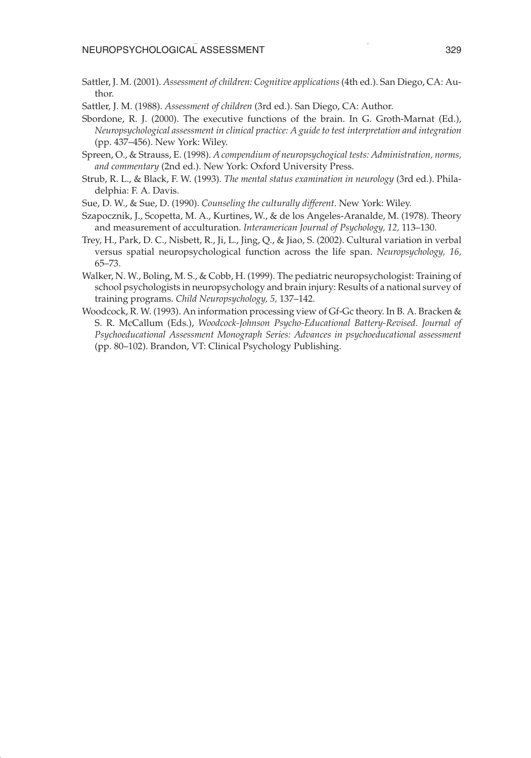Sattler, J. M. (2001). *Assessment of children: Cognitive applications* (4th ed.). San Diego, CA: Author.

Sattler, J. M. (1988). *Assessment of children* (3rd ed.). San Diego, CA: Author.

Sbordone, R. J. (2000). The executive functions of the brain. In G. Groth-Marnat (Ed.), *Neuropsychological assessment in clinical practice: A guide to test interpretation and integration* (pp. 437–456). New York: Wiley.

Spreen, O., & Strauss, E. (1998). *A compendium of neuropsychogical tests: Administration, norms, and commentary* (2nd ed.). New York: Oxford University Press.

Strub, R. L., & Black, F. W. (1993). *The mental status examination in neurology* (3rd ed.). Philadelphia: F. A. Davis.

Sue, D. W., & Sue, D. (1990). *Counseling the culturally different.* New York: Wiley.

Szapocznik, J., Scopetta, M. A., Kurtines, W., & de los Angeles-Aranalde, M. (1978). Theory and measurement of acculturation. *Interamerican Journal of Psychology, 12,* 113–130.

Trey, H., Park, D. C., Nisbett, R., Ji, L., Jing, Q., & Jiao, S. (2002). Cultural variation in verbal versus spatial neuropsychological function across the life span. *Neuropsychology, 16,* 65–73.

Walker, N. W., Boling, M. S., & Cobb, H. (1999). The pediatric neuropsychologist: Training of school psychologists in neuropsychology and brain injury: Results of a national survey of training programs. *Child Neuropsychology, 5,* 137–142.

Woodcock, R. W. (1993). An information processing view of Gf-Gc theory. In B. A. Bracken & S. R. McCallum (Eds.), *Woodcock-Johnson Psycho-Educational Battery-Revised. Journal of Psychoeducational Assessment Monograph Series: Advances in psychoeducational assessment* (pp. 80–102). Brandon, VT: Clinical Psychology Publishing.